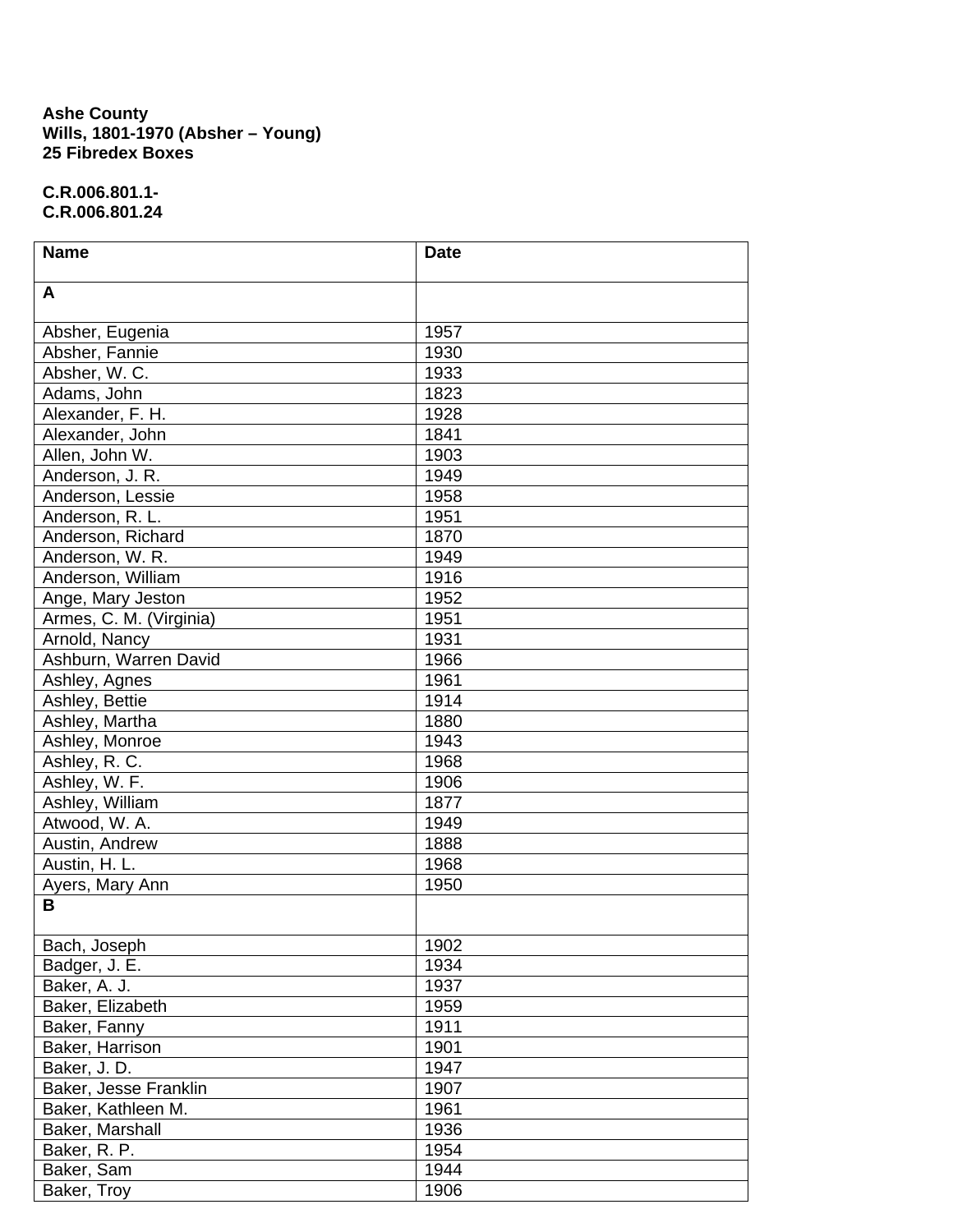**Ashe County**
**Wills, 1801-1970 (Absher – Young)**
**25 Fibredex Boxes**

**C.R.006.801.1-**
**C.R.006.801.24**

| Name | Date |
|---|---|
| **A** | |
| Absher, Eugenia | 1957 |
| Absher, Fannie | 1930 |
| Absher, W. C. | 1933 |
| Adams, John | 1823 |
| Alexander, F. H. | 1928 |
| Alexander, John | 1841 |
| Allen, John W. | 1903 |
| Anderson, J. R. | 1949 |
| Anderson, Lessie | 1958 |
| Anderson, R. L. | 1951 |
| Anderson, Richard | 1870 |
| Anderson, W. R. | 1949 |
| Anderson, William | 1916 |
| Ange, Mary Jeston | 1952 |
| Armes, C. M. (Virginia) | 1951 |
| Arnold, Nancy | 1931 |
| Ashburn, Warren David | 1966 |
| Ashley, Agnes | 1961 |
| Ashley, Bettie | 1914 |
| Ashley, Martha | 1880 |
| Ashley, Monroe | 1943 |
| Ashley, R. C. | 1968 |
| Ashley, W. F. | 1906 |
| Ashley, William | 1877 |
| Atwood, W. A. | 1949 |
| Austin, Andrew | 1888 |
| Austin, H. L. | 1968 |
| Ayers, Mary Ann | 1950 |
| **B** | |
| Bach, Joseph | 1902 |
| Badger, J. E. | 1934 |
| Baker, A. J. | 1937 |
| Baker, Elizabeth | 1959 |
| Baker, Fanny | 1911 |
| Baker, Harrison | 1901 |
| Baker, J. D. | 1947 |
| Baker, Jesse Franklin | 1907 |
| Baker, Kathleen M. | 1961 |
| Baker, Marshall | 1936 |
| Baker, R. P. | 1954 |
| Baker, Sam | 1944 |
| Baker, Troy | 1906 |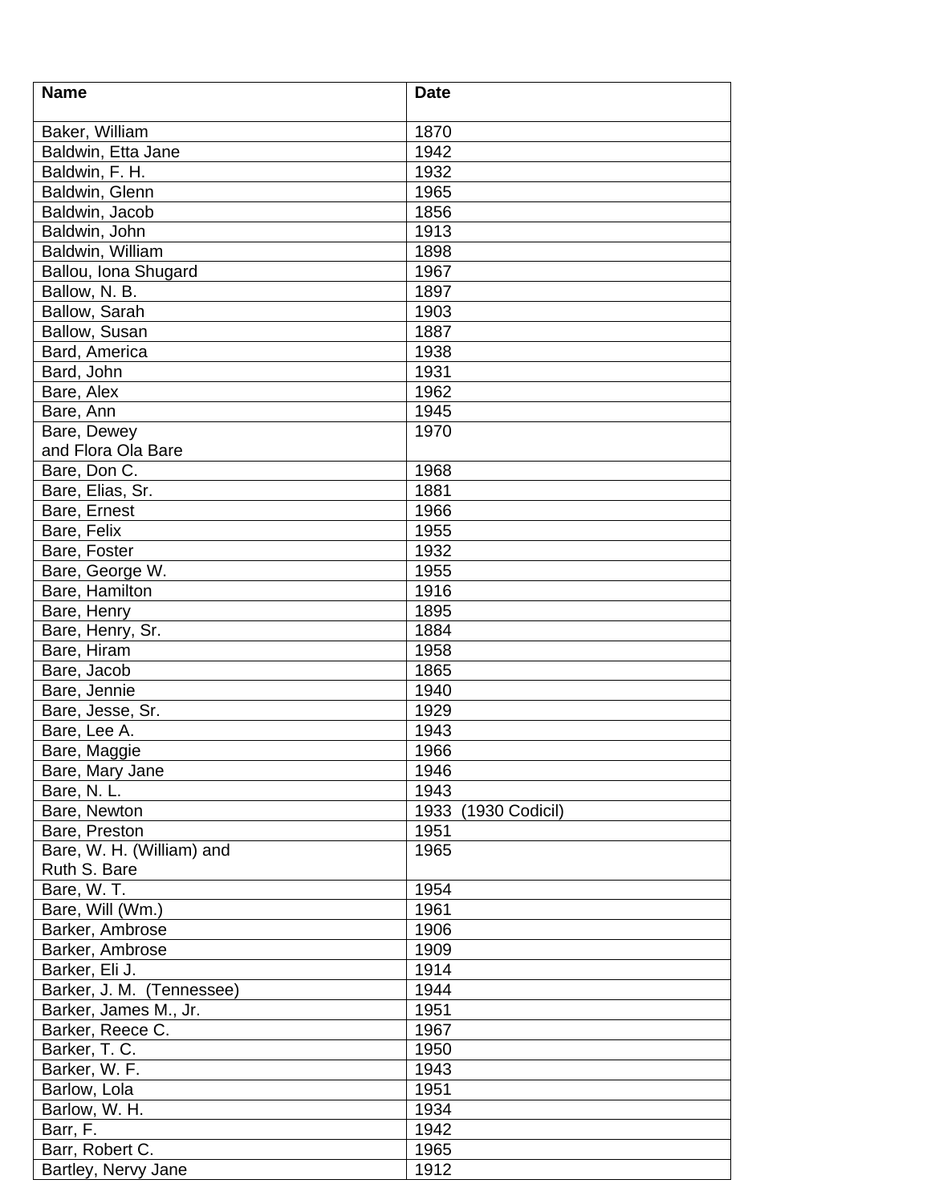| Name | Date |
| --- | --- |
| Baker, William | 1870 |
| Baldwin, Etta Jane | 1942 |
| Baldwin, F. H. | 1932 |
| Baldwin, Glenn | 1965 |
| Baldwin, Jacob | 1856 |
| Baldwin, John | 1913 |
| Baldwin, William | 1898 |
| Ballou, Iona Shugard | 1967 |
| Ballow, N. B. | 1897 |
| Ballow, Sarah | 1903 |
| Ballow, Susan | 1887 |
| Bard, America | 1938 |
| Bard, John | 1931 |
| Bare, Alex | 1962 |
| Bare, Ann | 1945 |
| Bare, Dewey and Flora Ola Bare | 1970 |
| Bare, Don C. | 1968 |
| Bare, Elias, Sr. | 1881 |
| Bare, Ernest | 1966 |
| Bare, Felix | 1955 |
| Bare, Foster | 1932 |
| Bare, George W. | 1955 |
| Bare, Hamilton | 1916 |
| Bare, Henry | 1895 |
| Bare, Henry, Sr. | 1884 |
| Bare, Hiram | 1958 |
| Bare, Jacob | 1865 |
| Bare, Jennie | 1940 |
| Bare, Jesse, Sr. | 1929 |
| Bare, Lee A. | 1943 |
| Bare, Maggie | 1966 |
| Bare, Mary Jane | 1946 |
| Bare, N. L. | 1943 |
| Bare, Newton | 1933 (1930 Codicil) |
| Bare, Preston | 1951 |
| Bare, W. H. (William) and Ruth S. Bare | 1965 |
| Bare, W. T. | 1954 |
| Bare, Will (Wm.) | 1961 |
| Barker, Ambrose | 1906 |
| Barker, Ambrose | 1909 |
| Barker, Eli J. | 1914 |
| Barker, J. M. (Tennessee) | 1944 |
| Barker, James M., Jr. | 1951 |
| Barker, Reece C. | 1967 |
| Barker, T. C. | 1950 |
| Barker, W. F. | 1943 |
| Barlow, Lola | 1951 |
| Barlow, W. H. | 1934 |
| Barr, F. | 1942 |
| Barr, Robert C. | 1965 |
| Bartley, Nervy Jane | 1912 |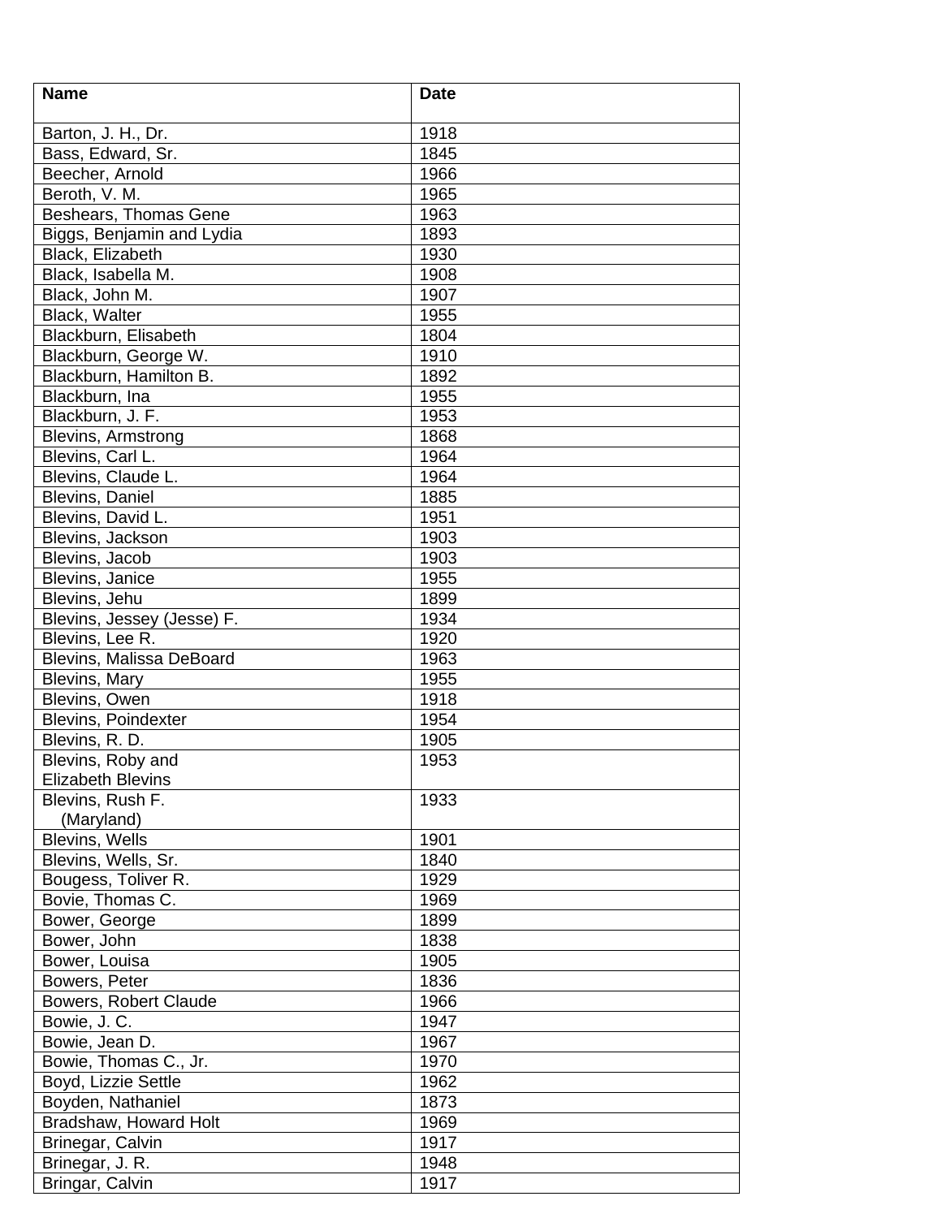| Name | Date |
|---|---|
| Barton, J. H., Dr. | 1918 |
| Bass, Edward, Sr. | 1845 |
| Beecher, Arnold | 1966 |
| Beroth, V. M. | 1965 |
| Beshears, Thomas Gene | 1963 |
| Biggs, Benjamin and Lydia | 1893 |
| Black, Elizabeth | 1930 |
| Black, Isabella M. | 1908 |
| Black, John M. | 1907 |
| Black, Walter | 1955 |
| Blackburn, Elisabeth | 1804 |
| Blackburn, George W. | 1910 |
| Blackburn, Hamilton B. | 1892 |
| Blackburn, Ina | 1955 |
| Blackburn, J. F. | 1953 |
| Blevins, Armstrong | 1868 |
| Blevins, Carl L. | 1964 |
| Blevins, Claude L. | 1964 |
| Blevins, Daniel | 1885 |
| Blevins, David L. | 1951 |
| Blevins, Jackson | 1903 |
| Blevins, Jacob | 1903 |
| Blevins, Janice | 1955 |
| Blevins, Jehu | 1899 |
| Blevins, Jessey (Jesse) F. | 1934 |
| Blevins, Lee R. | 1920 |
| Blevins, Malissa DeBoard | 1963 |
| Blevins, Mary | 1955 |
| Blevins, Owen | 1918 |
| Blevins, Poindexter | 1954 |
| Blevins, R. D. | 1905 |
| Blevins, Roby and Elizabeth Blevins | 1953 |
| Blevins, Rush F. (Maryland) | 1933 |
| Blevins, Wells | 1901 |
| Blevins, Wells, Sr. | 1840 |
| Bougess, Toliver R. | 1929 |
| Bovie, Thomas C. | 1969 |
| Bower, George | 1899 |
| Bower, John | 1838 |
| Bower, Louisa | 1905 |
| Bowers, Peter | 1836 |
| Bowers, Robert Claude | 1966 |
| Bowie, J. C. | 1947 |
| Bowie, Jean D. | 1967 |
| Bowie, Thomas C., Jr. | 1970 |
| Boyd, Lizzie Settle | 1962 |
| Boyden, Nathaniel | 1873 |
| Bradshaw, Howard Holt | 1969 |
| Brinegar, Calvin | 1917 |
| Brinegar, J. R. | 1948 |
| Bringar, Calvin | 1917 |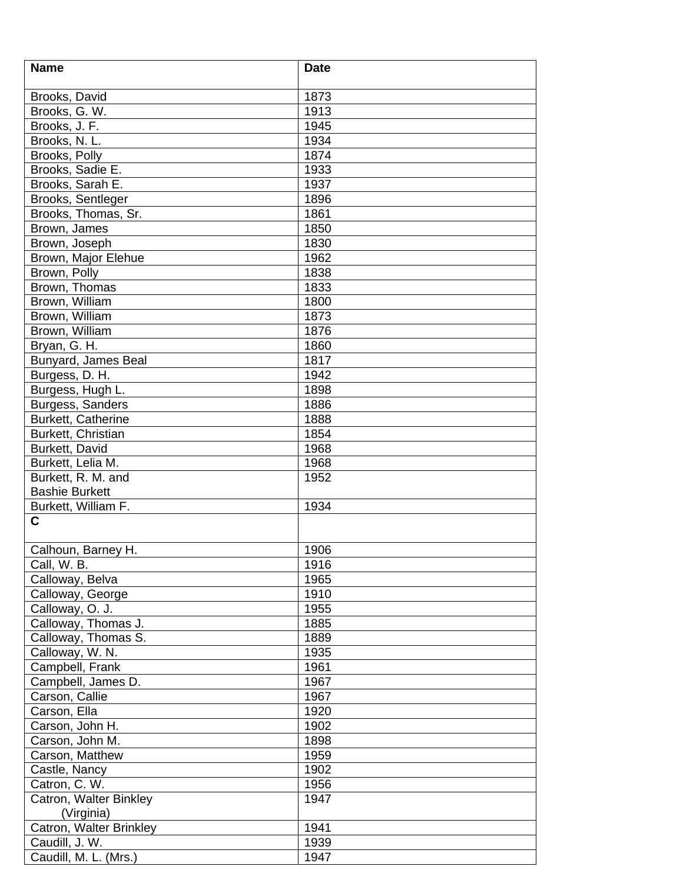| Name | Date |
|---|---|
| Brooks, David | 1873 |
| Brooks, G. W. | 1913 |
| Brooks, J. F. | 1945 |
| Brooks, N. L. | 1934 |
| Brooks, Polly | 1874 |
| Brooks, Sadie E. | 1933 |
| Brooks, Sarah E. | 1937 |
| Brooks, Sentleger | 1896 |
| Brooks, Thomas, Sr. | 1861 |
| Brown, James | 1850 |
| Brown, Joseph | 1830 |
| Brown, Major Elehue | 1962 |
| Brown, Polly | 1838 |
| Brown, Thomas | 1833 |
| Brown, William | 1800 |
| Brown, William | 1873 |
| Brown, William | 1876 |
| Bryan, G. H. | 1860 |
| Bunyard, James Beal | 1817 |
| Burgess, D. H. | 1942 |
| Burgess, Hugh L. | 1898 |
| Burgess, Sanders | 1886 |
| Burkett, Catherine | 1888 |
| Burkett, Christian | 1854 |
| Burkett, David | 1968 |
| Burkett, Lelia M. | 1968 |
| Burkett, R. M. and Bashie Burkett | 1952 |
| Burkett, William F. | 1934 |
| **C** | |
| Calhoun, Barney H. | 1906 |
| Call, W. B. | 1916 |
| Calloway, Belva | 1965 |
| Calloway, George | 1910 |
| Calloway, O. J. | 1955 |
| Calloway, Thomas J. | 1885 |
| Calloway, Thomas S. | 1889 |
| Calloway, W. N. | 1935 |
| Campbell, Frank | 1961 |
| Campbell, James D. | 1967 |
| Carson, Callie | 1967 |
| Carson, Ella | 1920 |
| Carson, John H. | 1902 |
| Carson, John M. | 1898 |
| Carson, Matthew | 1959 |
| Castle, Nancy | 1902 |
| Catron, C. W. | 1956 |
| Catron, Walter Binkley (Virginia) | 1947 |
| Catron, Walter Brinkley | 1941 |
| Caudill, J. W. | 1939 |
| Caudill, M. L. (Mrs.) | 1947 |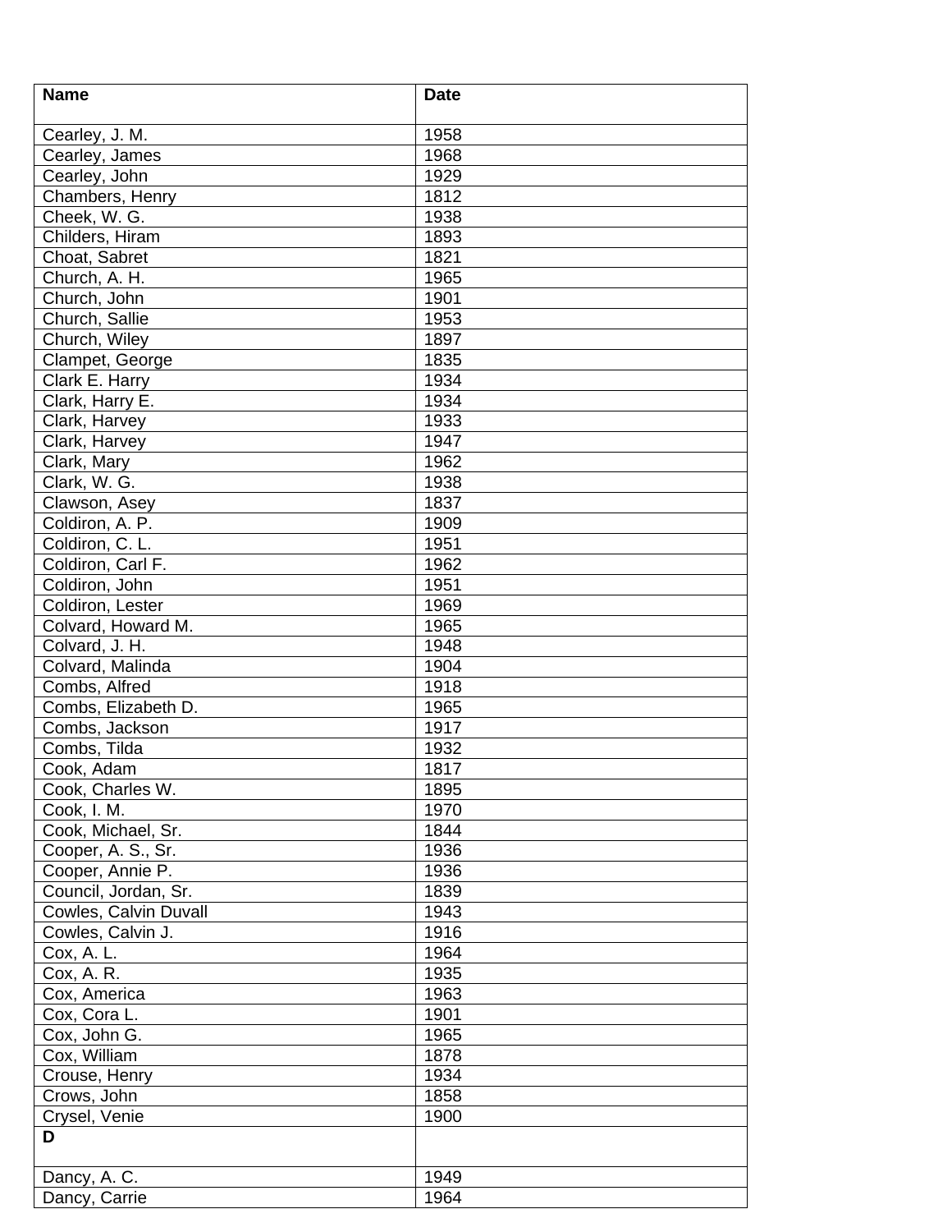| Name | Date |
| --- | --- |
| Cearley, J. M. | 1958 |
| Cearley, James | 1968 |
| Cearley, John | 1929 |
| Chambers, Henry | 1812 |
| Cheek, W. G. | 1938 |
| Childers, Hiram | 1893 |
| Choat, Sabret | 1821 |
| Church, A. H. | 1965 |
| Church, John | 1901 |
| Church, Sallie | 1953 |
| Church, Wiley | 1897 |
| Clampet, George | 1835 |
| Clark E. Harry | 1934 |
| Clark, Harry E. | 1934 |
| Clark, Harvey | 1933 |
| Clark, Harvey | 1947 |
| Clark, Mary | 1962 |
| Clark, W. G. | 1938 |
| Clawson, Asey | 1837 |
| Coldiron, A. P. | 1909 |
| Coldiron, C. L. | 1951 |
| Coldiron, Carl F. | 1962 |
| Coldiron, John | 1951 |
| Coldiron, Lester | 1969 |
| Colvard, Howard M. | 1965 |
| Colvard, J. H. | 1948 |
| Colvard, Malinda | 1904 |
| Combs, Alfred | 1918 |
| Combs, Elizabeth D. | 1965 |
| Combs, Jackson | 1917 |
| Combs, Tilda | 1932 |
| Cook, Adam | 1817 |
| Cook, Charles W. | 1895 |
| Cook, I. M. | 1970 |
| Cook, Michael, Sr. | 1844 |
| Cooper, A. S., Sr. | 1936 |
| Cooper, Annie P. | 1936 |
| Council, Jordan, Sr. | 1839 |
| Cowles, Calvin Duvall | 1943 |
| Cowles, Calvin J. | 1916 |
| Cox, A. L. | 1964 |
| Cox, A. R. | 1935 |
| Cox, America | 1963 |
| Cox, Cora L. | 1901 |
| Cox, John G. | 1965 |
| Cox, William | 1878 |
| Crouse, Henry | 1934 |
| Crows, John | 1858 |
| Crysel, Venie | 1900 |
| **D** | |
| Dancy, A. C. | 1949 |
| Dancy, Carrie | 1964 |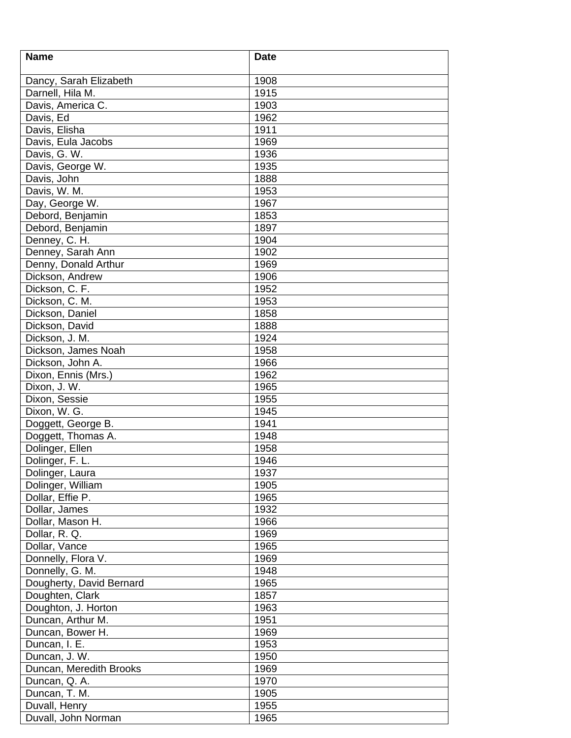| Name | Date |
| --- | --- |
| Dancy, Sarah Elizabeth | 1908 |
| Darnell, Hila M. | 1915 |
| Davis, America C. | 1903 |
| Davis, Ed | 1962 |
| Davis, Elisha | 1911 |
| Davis, Eula Jacobs | 1969 |
| Davis, G. W. | 1936 |
| Davis, George W. | 1935 |
| Davis, John | 1888 |
| Davis, W. M. | 1953 |
| Day, George W. | 1967 |
| Debord, Benjamin | 1853 |
| Debord, Benjamin | 1897 |
| Denney, C. H. | 1904 |
| Denney, Sarah Ann | 1902 |
| Denny, Donald Arthur | 1969 |
| Dickson, Andrew | 1906 |
| Dickson, C. F. | 1952 |
| Dickson, C. M. | 1953 |
| Dickson, Daniel | 1858 |
| Dickson, David | 1888 |
| Dickson, J. M. | 1924 |
| Dickson, James Noah | 1958 |
| Dickson, John A. | 1966 |
| Dixon, Ennis (Mrs.) | 1962 |
| Dixon, J. W. | 1965 |
| Dixon, Sessie | 1955 |
| Dixon, W. G. | 1945 |
| Doggett, George B. | 1941 |
| Doggett, Thomas A. | 1948 |
| Dolinger, Ellen | 1958 |
| Dolinger, F. L. | 1946 |
| Dolinger, Laura | 1937 |
| Dolinger, William | 1905 |
| Dollar, Effie P. | 1965 |
| Dollar, James | 1932 |
| Dollar, Mason H. | 1966 |
| Dollar, R. Q. | 1969 |
| Dollar, Vance | 1965 |
| Donnelly, Flora V. | 1969 |
| Donnelly, G. M. | 1948 |
| Dougherty, David Bernard | 1965 |
| Doughten, Clark | 1857 |
| Doughton, J. Horton | 1963 |
| Duncan, Arthur M. | 1951 |
| Duncan, Bower H. | 1969 |
| Duncan, I. E. | 1953 |
| Duncan, J. W. | 1950 |
| Duncan, Meredith Brooks | 1969 |
| Duncan, Q. A. | 1970 |
| Duncan, T. M. | 1905 |
| Duvall, Henry | 1955 |
| Duvall, John Norman | 1965 |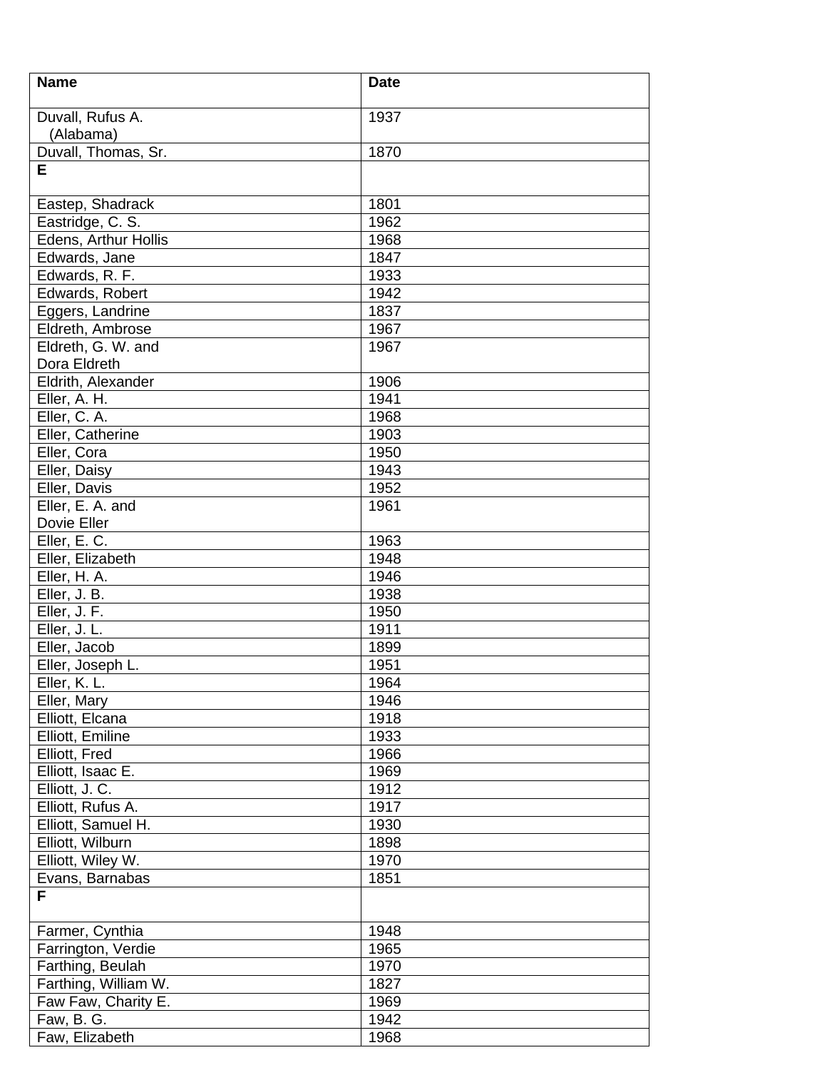| Name | Date |
|---|---|
| Duvall, Rufus A. (Alabama) | 1937 |
| Duvall, Thomas, Sr. | 1870 |
| **E** | |
| Eastep, Shadrack | 1801 |
| Eastridge, C. S. | 1962 |
| Edens, Arthur Hollis | 1968 |
| Edwards, Jane | 1847 |
| Edwards, R. F. | 1933 |
| Edwards, Robert | 1942 |
| Eggers, Landrine | 1837 |
| Eldreth, Ambrose | 1967 |
| Eldreth, G. W. and Dora Eldreth | 1967 |
| Eldrith, Alexander | 1906 |
| Eller, A. H. | 1941 |
| Eller, C. A. | 1968 |
| Eller, Catherine | 1903 |
| Eller, Cora | 1950 |
| Eller, Daisy | 1943 |
| Eller, Davis | 1952 |
| Eller, E. A. and Dovie Eller | 1961 |
| Eller, E. C. | 1963 |
| Eller, Elizabeth | 1948 |
| Eller, H. A. | 1946 |
| Eller, J. B. | 1938 |
| Eller, J. F. | 1950 |
| Eller, J. L. | 1911 |
| Eller, Jacob | 1899 |
| Eller, Joseph L. | 1951 |
| Eller, K. L. | 1964 |
| Eller, Mary | 1946 |
| Elliott, Elcana | 1918 |
| Elliott, Emiline | 1933 |
| Elliott, Fred | 1966 |
| Elliott, Isaac E. | 1969 |
| Elliott, J. C. | 1912 |
| Elliott, Rufus A. | 1917 |
| Elliott, Samuel H. | 1930 |
| Elliott, Wilburn | 1898 |
| Elliott, Wiley W. | 1970 |
| Evans, Barnabas | 1851 |
| **F** | |
| Farmer, Cynthia | 1948 |
| Farrington, Verdie | 1965 |
| Farthing, Beulah | 1970 |
| Farthing, William W. | 1827 |
| Faw Faw, Charity E. | 1969 |
| Faw, B. G. | 1942 |
| Faw, Elizabeth | 1968 |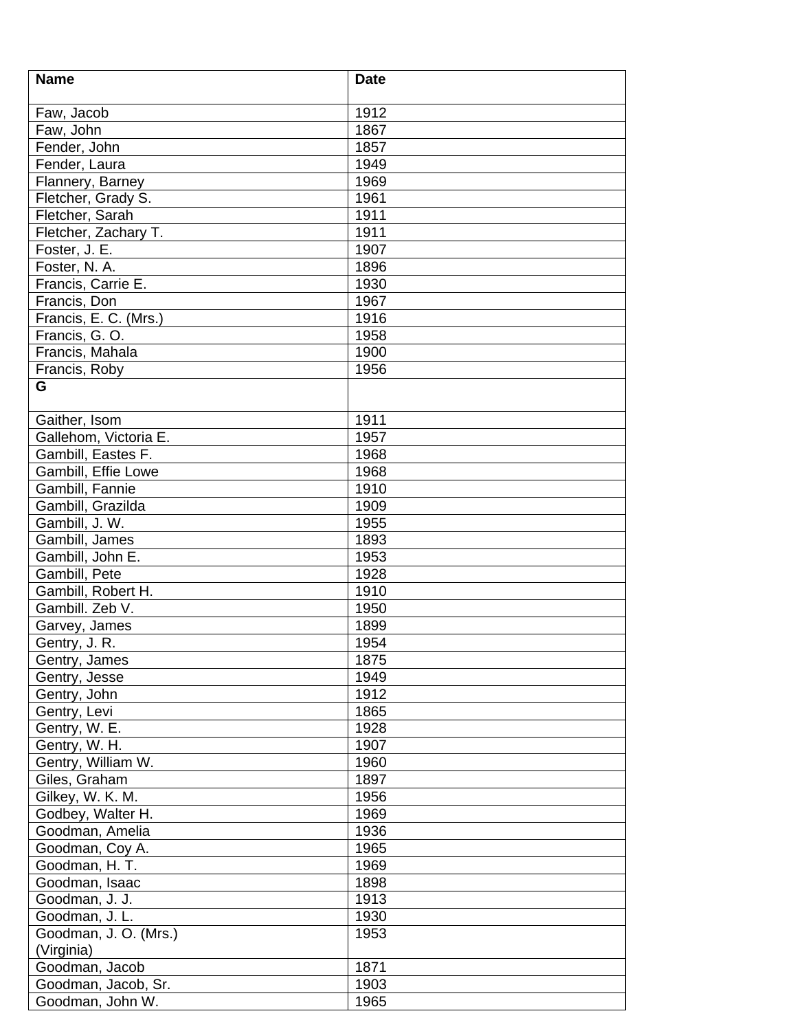| Name | Date |
|---|---|
| Faw, Jacob | 1912 |
| Faw, John | 1867 |
| Fender, John | 1857 |
| Fender, Laura | 1949 |
| Flannery, Barney | 1969 |
| Fletcher, Grady S. | 1961 |
| Fletcher, Sarah | 1911 |
| Fletcher, Zachary T. | 1911 |
| Foster, J. E. | 1907 |
| Foster, N. A. | 1896 |
| Francis, Carrie E. | 1930 |
| Francis, Don | 1967 |
| Francis, E. C. (Mrs.) | 1916 |
| Francis, G. O. | 1958 |
| Francis, Mahala | 1900 |
| Francis, Roby | 1956 |
| **G** | |
| Gaither, Isom | 1911 |
| Gallehom, Victoria E. | 1957 |
| Gambill, Eastes F. | 1968 |
| Gambill, Effie Lowe | 1968 |
| Gambill, Fannie | 1910 |
| Gambill, Grazilda | 1909 |
| Gambill, J. W. | 1955 |
| Gambill, James | 1893 |
| Gambill, John E. | 1953 |
| Gambill, Pete | 1928 |
| Gambill, Robert H. | 1910 |
| Gambill. Zeb V. | 1950 |
| Garvey, James | 1899 |
| Gentry, J. R. | 1954 |
| Gentry, James | 1875 |
| Gentry, Jesse | 1949 |
| Gentry, John | 1912 |
| Gentry, Levi | 1865 |
| Gentry, W. E. | 1928 |
| Gentry, W. H. | 1907 |
| Gentry, William W. | 1960 |
| Giles, Graham | 1897 |
| Gilkey, W. K. M. | 1956 |
| Godbey, Walter H. | 1969 |
| Goodman, Amelia | 1936 |
| Goodman, Coy A. | 1965 |
| Goodman, H. T. | 1969 |
| Goodman, Isaac | 1898 |
| Goodman, J. J. | 1913 |
| Goodman, J. L. | 1930 |
| Goodman, J. O. (Mrs.) (Virginia) | 1953 |
| Goodman, Jacob | 1871 |
| Goodman, Jacob, Sr. | 1903 |
| Goodman, John W. | 1965 |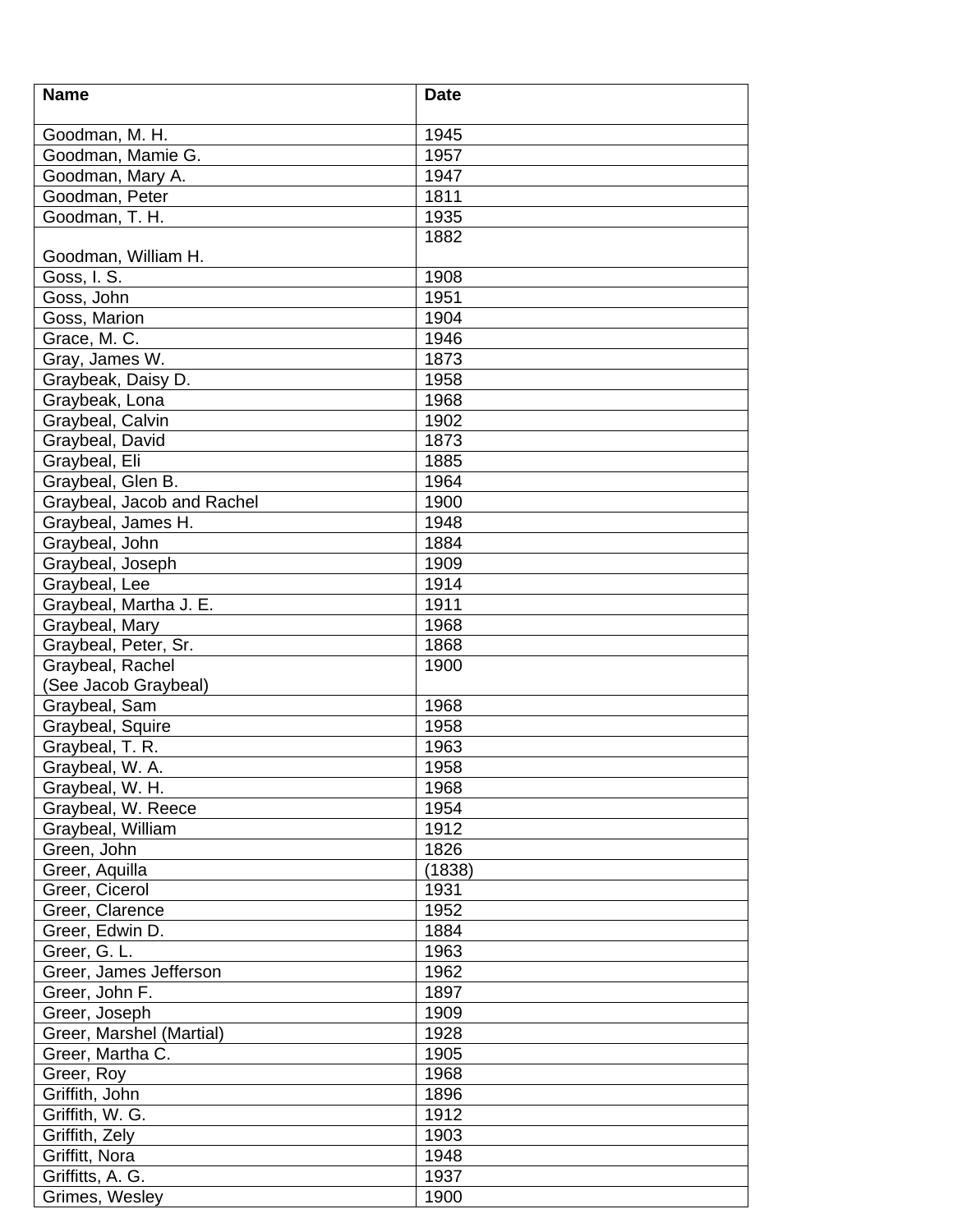| Name | Date |
|---|---|
| Goodman, M. H. | 1945 |
| Goodman, Mamie G. | 1957 |
| Goodman, Mary A. | 1947 |
| Goodman, Peter | 1811 |
| Goodman, T. H. | 1935 |
| Goodman, William H. | 1882 |
| Goss, I. S. | 1908 |
| Goss, John | 1951 |
| Goss, Marion | 1904 |
| Grace, M. C. | 1946 |
| Gray, James W. | 1873 |
| Graybeak, Daisy D. | 1958 |
| Graybeak, Lona | 1968 |
| Graybeal, Calvin | 1902 |
| Graybeal, David | 1873 |
| Graybeal, Eli | 1885 |
| Graybeal, Glen B. | 1964 |
| Graybeal, Jacob and Rachel | 1900 |
| Graybeal, James H. | 1948 |
| Graybeal, John | 1884 |
| Graybeal, Joseph | 1909 |
| Graybeal, Lee | 1914 |
| Graybeal, Martha J. E. | 1911 |
| Graybeal, Mary | 1968 |
| Graybeal, Peter, Sr. | 1868 |
| Graybeal, Rachel (See Jacob Graybeal) | 1900 |
| Graybeal, Sam | 1968 |
| Graybeal, Squire | 1958 |
| Graybeal, T. R. | 1963 |
| Graybeal, W. A. | 1958 |
| Graybeal, W. H. | 1968 |
| Graybeal, W. Reece | 1954 |
| Graybeal, William | 1912 |
| Green, John | 1826 |
| Greer, Aquilla | (1838) |
| Greer, Cicerol | 1931 |
| Greer, Clarence | 1952 |
| Greer, Edwin D. | 1884 |
| Greer, G. L. | 1963 |
| Greer, James Jefferson | 1962 |
| Greer, John F. | 1897 |
| Greer, Joseph | 1909 |
| Greer, Marshel (Martial) | 1928 |
| Greer, Martha C. | 1905 |
| Greer, Roy | 1968 |
| Griffith, John | 1896 |
| Griffith, W. G. | 1912 |
| Griffith, Zely | 1903 |
| Griffitt, Nora | 1948 |
| Griffitts, A. G. | 1937 |
| Grimes, Wesley | 1900 |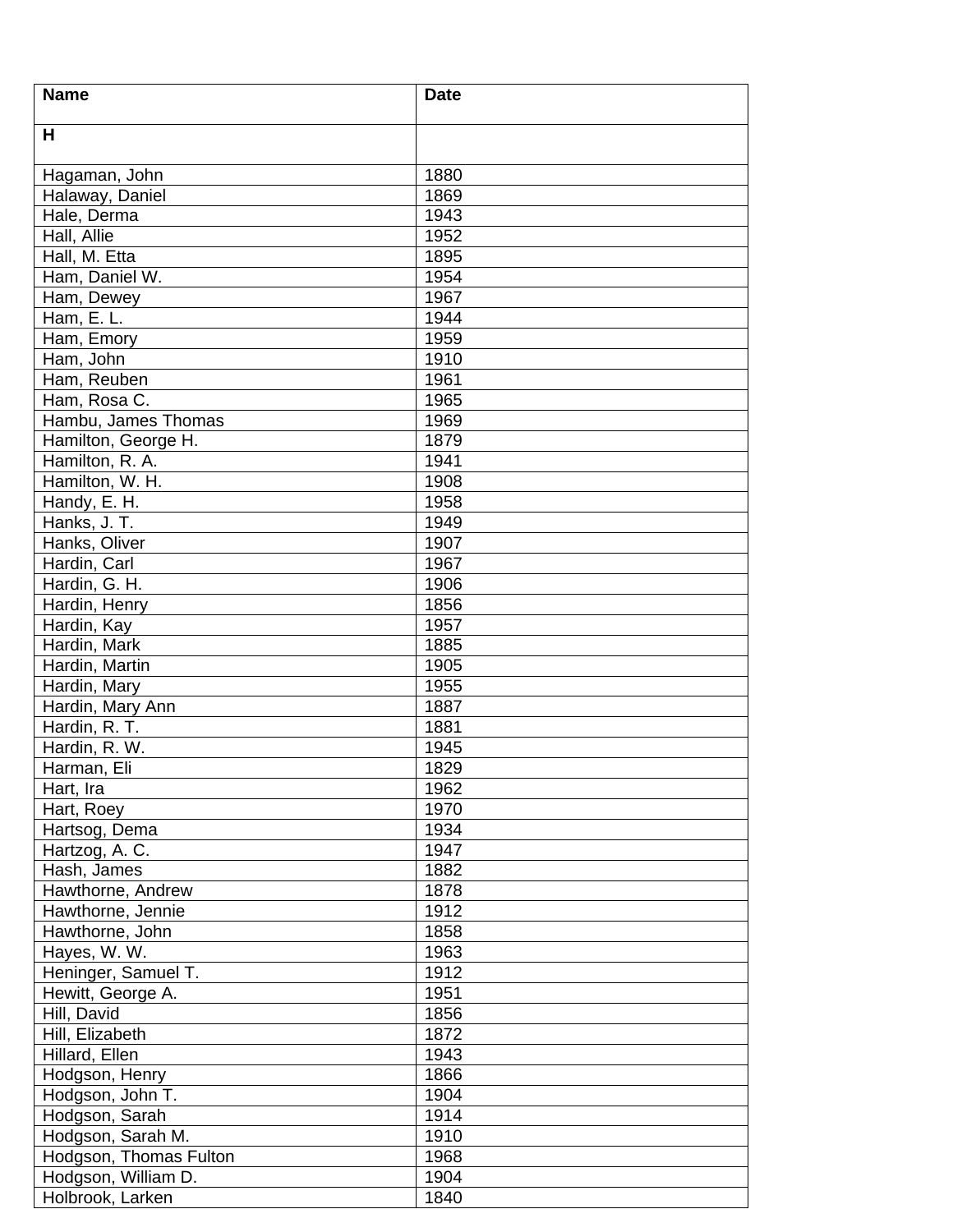| Name | Date |
|---|---|
| **H** | |
| Hagaman, John | 1880 |
| Halaway, Daniel | 1869 |
| Hale, Derma | 1943 |
| Hall, Allie | 1952 |
| Hall, M. Etta | 1895 |
| Ham, Daniel W. | 1954 |
| Ham, Dewey | 1967 |
| Ham, E. L. | 1944 |
| Ham, Emory | 1959 |
| Ham, John | 1910 |
| Ham, Reuben | 1961 |
| Ham, Rosa C. | 1965 |
| Hambu, James Thomas | 1969 |
| Hamilton, George H. | 1879 |
| Hamilton, R. A. | 1941 |
| Hamilton, W. H. | 1908 |
| Handy, E. H. | 1958 |
| Hanks, J. T. | 1949 |
| Hanks, Oliver | 1907 |
| Hardin, Carl | 1967 |
| Hardin, G. H. | 1906 |
| Hardin, Henry | 1856 |
| Hardin, Kay | 1957 |
| Hardin, Mark | 1885 |
| Hardin, Martin | 1905 |
| Hardin, Mary | 1955 |
| Hardin, Mary Ann | 1887 |
| Hardin, R. T. | 1881 |
| Hardin, R. W. | 1945 |
| Harman, Eli | 1829 |
| Hart, Ira | 1962 |
| Hart, Roey | 1970 |
| Hartsog, Dema | 1934 |
| Hartzog, A. C. | 1947 |
| Hash, James | 1882 |
| Hawthorne, Andrew | 1878 |
| Hawthorne, Jennie | 1912 |
| Hawthorne, John | 1858 |
| Hayes, W. W. | 1963 |
| Heninger, Samuel T. | 1912 |
| Hewitt, George A. | 1951 |
| Hill, David | 1856 |
| Hill, Elizabeth | 1872 |
| Hillard, Ellen | 1943 |
| Hodgson, Henry | 1866 |
| Hodgson, John T. | 1904 |
| Hodgson, Sarah | 1914 |
| Hodgson, Sarah M. | 1910 |
| Hodgson, Thomas Fulton | 1968 |
| Hodgson, William D. | 1904 |
| Holbrook, Larken | 1840 |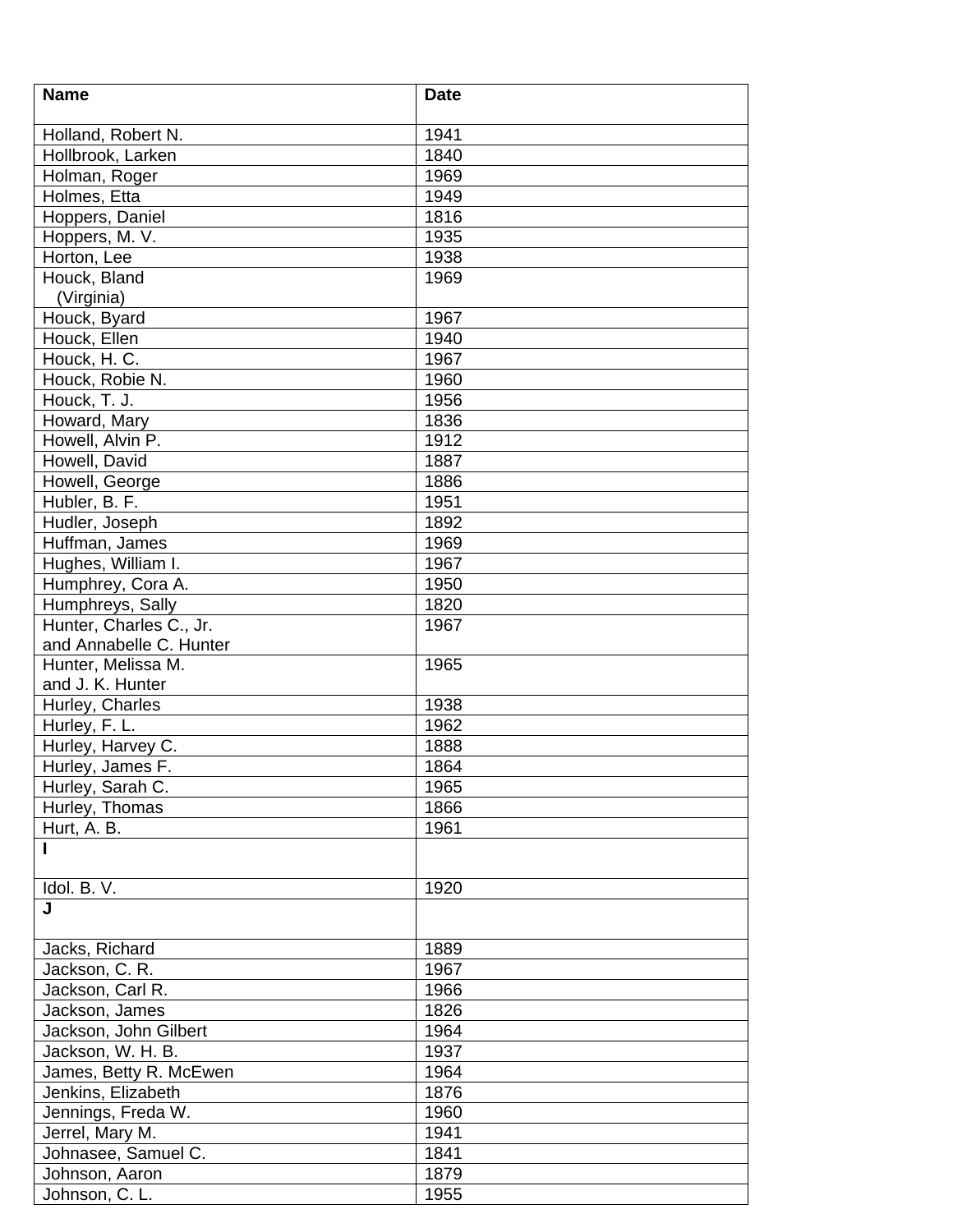| Name | Date |
| --- | --- |
| Holland, Robert N. | 1941 |
| Hollbrook, Larken | 1840 |
| Holman, Roger | 1969 |
| Holmes, Etta | 1949 |
| Hoppers, Daniel | 1816 |
| Hoppers, M. V. | 1935 |
| Horton, Lee | 1938 |
| Houck, Bland (Virginia) | 1969 |
| Houck, Byard | 1967 |
| Houck, Ellen | 1940 |
| Houck, H. C. | 1967 |
| Houck, Robie N. | 1960 |
| Houck, T. J. | 1956 |
| Howard, Mary | 1836 |
| Howell, Alvin P. | 1912 |
| Howell, David | 1887 |
| Howell, George | 1886 |
| Hubler, B. F. | 1951 |
| Hudler, Joseph | 1892 |
| Huffman, James | 1969 |
| Hughes, William I. | 1967 |
| Humphrey, Cora A. | 1950 |
| Humphreys, Sally | 1820 |
| Hunter, Charles C., Jr. and Annabelle C. Hunter | 1967 |
| Hunter, Melissa M. and J. K. Hunter | 1965 |
| Hurley, Charles | 1938 |
| Hurley, F. L. | 1962 |
| Hurley, Harvey C. | 1888 |
| Hurley, James F. | 1864 |
| Hurley, Sarah C. | 1965 |
| Hurley, Thomas | 1866 |
| Hurt, A. B. | 1961 |
| **I** | |
| Idol. B. V. | 1920 |
| **J** | |
| Jacks, Richard | 1889 |
| Jackson, C. R. | 1967 |
| Jackson, Carl R. | 1966 |
| Jackson, James | 1826 |
| Jackson, John Gilbert | 1964 |
| Jackson, W. H. B. | 1937 |
| James, Betty R. McEwen | 1964 |
| Jenkins, Elizabeth | 1876 |
| Jennings, Freda W. | 1960 |
| Jerrel, Mary M. | 1941 |
| Johnasee, Samuel C. | 1841 |
| Johnson, Aaron | 1879 |
| Johnson, C. L. | 1955 |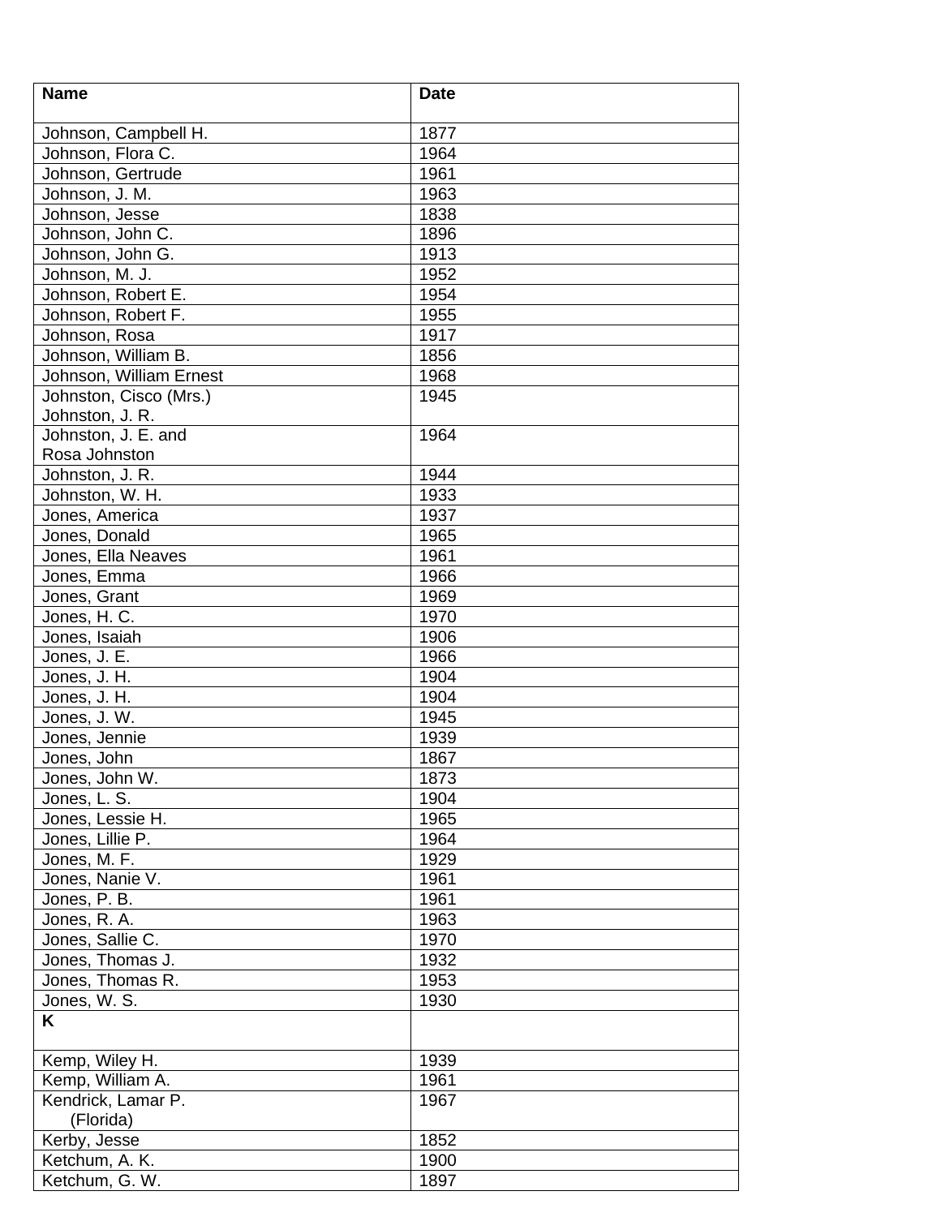| Name | Date |
| --- | --- |
| Johnson, Campbell H. | 1877 |
| Johnson, Flora C. | 1964 |
| Johnson, Gertrude | 1961 |
| Johnson, J. M. | 1963 |
| Johnson, Jesse | 1838 |
| Johnson, John C. | 1896 |
| Johnson, John G. | 1913 |
| Johnson, M. J. | 1952 |
| Johnson, Robert E. | 1954 |
| Johnson, Robert F. | 1955 |
| Johnson, Rosa | 1917 |
| Johnson, William B. | 1856 |
| Johnson, William Ernest | 1968 |
| Johnston, Cisco (Mrs.) Johnston, J. R. | 1945 |
| Johnston, J. E. and Rosa Johnston | 1964 |
| Johnston, J. R. | 1944 |
| Johnston, W. H. | 1933 |
| Jones, America | 1937 |
| Jones, Donald | 1965 |
| Jones, Ella Neaves | 1961 |
| Jones, Emma | 1966 |
| Jones, Grant | 1969 |
| Jones, H. C. | 1970 |
| Jones, Isaiah | 1906 |
| Jones, J. E. | 1966 |
| Jones, J. H. | 1904 |
| Jones, J. H. | 1904 |
| Jones, J. W. | 1945 |
| Jones, Jennie | 1939 |
| Jones, John | 1867 |
| Jones, John W. | 1873 |
| Jones, L. S. | 1904 |
| Jones, Lessie H. | 1965 |
| Jones, Lillie P. | 1964 |
| Jones, M. F. | 1929 |
| Jones, Nanie V. | 1961 |
| Jones, P. B. | 1961 |
| Jones, R. A. | 1963 |
| Jones, Sallie C. | 1970 |
| Jones, Thomas J. | 1932 |
| Jones, Thomas R. | 1953 |
| Jones, W. S. | 1930 |
| **K** | |
| Kemp, Wiley H. | 1939 |
| Kemp, William A. | 1961 |
| Kendrick, Lamar P. (Florida) | 1967 |
| Kerby, Jesse | 1852 |
| Ketchum, A. K. | 1900 |
| Ketchum, G. W. | 1897 |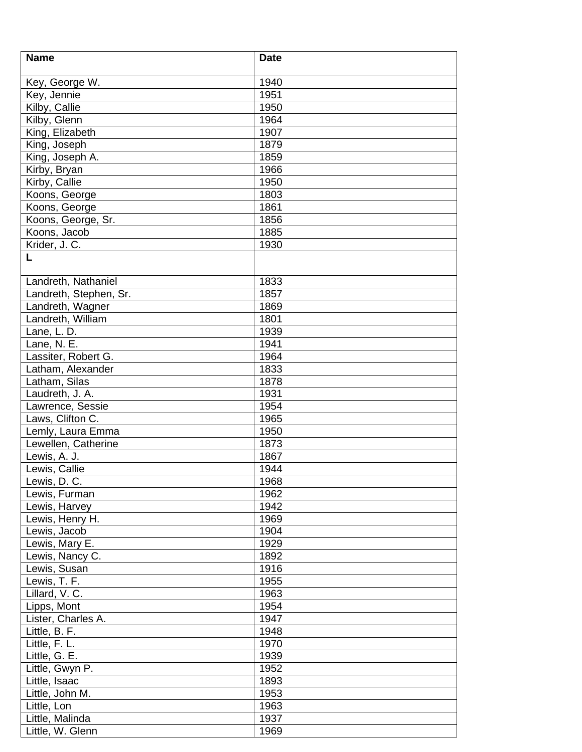| Name | Date |
| --- | --- |
| Key, George W. | 1940 |
| Key, Jennie | 1951 |
| Kilby, Callie | 1950 |
| Kilby, Glenn | 1964 |
| King, Elizabeth | 1907 |
| King, Joseph | 1879 |
| King, Joseph A. | 1859 |
| Kirby, Bryan | 1966 |
| Kirby, Callie | 1950 |
| Koons, George | 1803 |
| Koons, George | 1861 |
| Koons, George, Sr. | 1856 |
| Koons, Jacob | 1885 |
| Krider, J. C. | 1930 |
| **L** | |
| Landreth, Nathaniel | 1833 |
| Landreth, Stephen, Sr. | 1857 |
| Landreth, Wagner | 1869 |
| Landreth, William | 1801 |
| Lane, L. D. | 1939 |
| Lane, N. E. | 1941 |
| Lassiter, Robert G. | 1964 |
| Latham, Alexander | 1833 |
| Latham, Silas | 1878 |
| Laudreth, J. A. | 1931 |
| Lawrence, Sessie | 1954 |
| Laws, Clifton C. | 1965 |
| Lemly, Laura Emma | 1950 |
| Lewellen, Catherine | 1873 |
| Lewis, A. J. | 1867 |
| Lewis, Callie | 1944 |
| Lewis, D. C. | 1968 |
| Lewis, Furman | 1962 |
| Lewis, Harvey | 1942 |
| Lewis, Henry H. | 1969 |
| Lewis, Jacob | 1904 |
| Lewis, Mary E. | 1929 |
| Lewis, Nancy C. | 1892 |
| Lewis, Susan | 1916 |
| Lewis, T. F. | 1955 |
| Lillard, V. C. | 1963 |
| Lipps, Mont | 1954 |
| Lister, Charles A. | 1947 |
| Little, B. F. | 1948 |
| Little, F. L. | 1970 |
| Little, G. E. | 1939 |
| Little, Gwyn P. | 1952 |
| Little, Isaac | 1893 |
| Little, John M. | 1953 |
| Little, Lon | 1963 |
| Little, Malinda | 1937 |
| Little, W. Glenn | 1969 |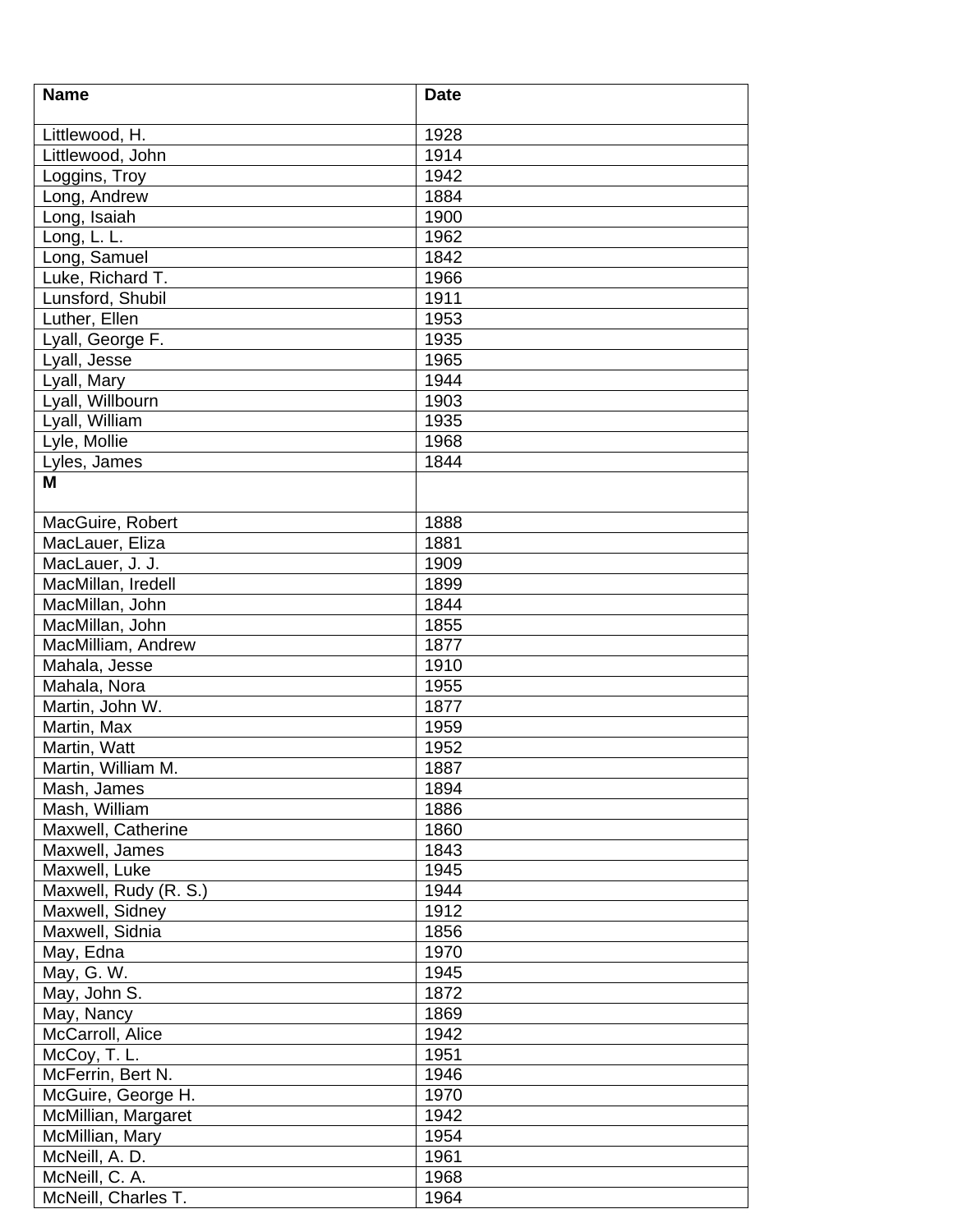| Name | Date |
|---|---|
| Littlewood, H. | 1928 |
| Littlewood, John | 1914 |
| Loggins, Troy | 1942 |
| Long, Andrew | 1884 |
| Long, Isaiah | 1900 |
| Long, L. L. | 1962 |
| Long, Samuel | 1842 |
| Luke, Richard T. | 1966 |
| Lunsford, Shubil | 1911 |
| Luther, Ellen | 1953 |
| Lyall, George F. | 1935 |
| Lyall, Jesse | 1965 |
| Lyall, Mary | 1944 |
| Lyall, Willbourn | 1903 |
| Lyall, William | 1935 |
| Lyle, Mollie | 1968 |
| Lyles, James | 1844 |
| **M** | |
| MacGuire, Robert | 1888 |
| MacLauer, Eliza | 1881 |
| MacLauer, J. J. | 1909 |
| MacMillan, Iredell | 1899 |
| MacMillan, John | 1844 |
| MacMillan, John | 1855 |
| MacMilliam, Andrew | 1877 |
| Mahala, Jesse | 1910 |
| Mahala, Nora | 1955 |
| Martin, John W. | 1877 |
| Martin, Max | 1959 |
| Martin, Watt | 1952 |
| Martin, William M. | 1887 |
| Mash, James | 1894 |
| Mash, William | 1886 |
| Maxwell, Catherine | 1860 |
| Maxwell, James | 1843 |
| Maxwell, Luke | 1945 |
| Maxwell, Rudy (R. S.) | 1944 |
| Maxwell, Sidney | 1912 |
| Maxwell, Sidnia | 1856 |
| May, Edna | 1970 |
| May, G. W. | 1945 |
| May, John S. | 1872 |
| May, Nancy | 1869 |
| McCarroll, Alice | 1942 |
| McCoy, T. L. | 1951 |
| McFerrin, Bert N. | 1946 |
| McGuire, George H. | 1970 |
| McMillian, Margaret | 1942 |
| McMillian, Mary | 1954 |
| McNeill, A. D. | 1961 |
| McNeill, C. A. | 1968 |
| McNeill, Charles T. | 1964 |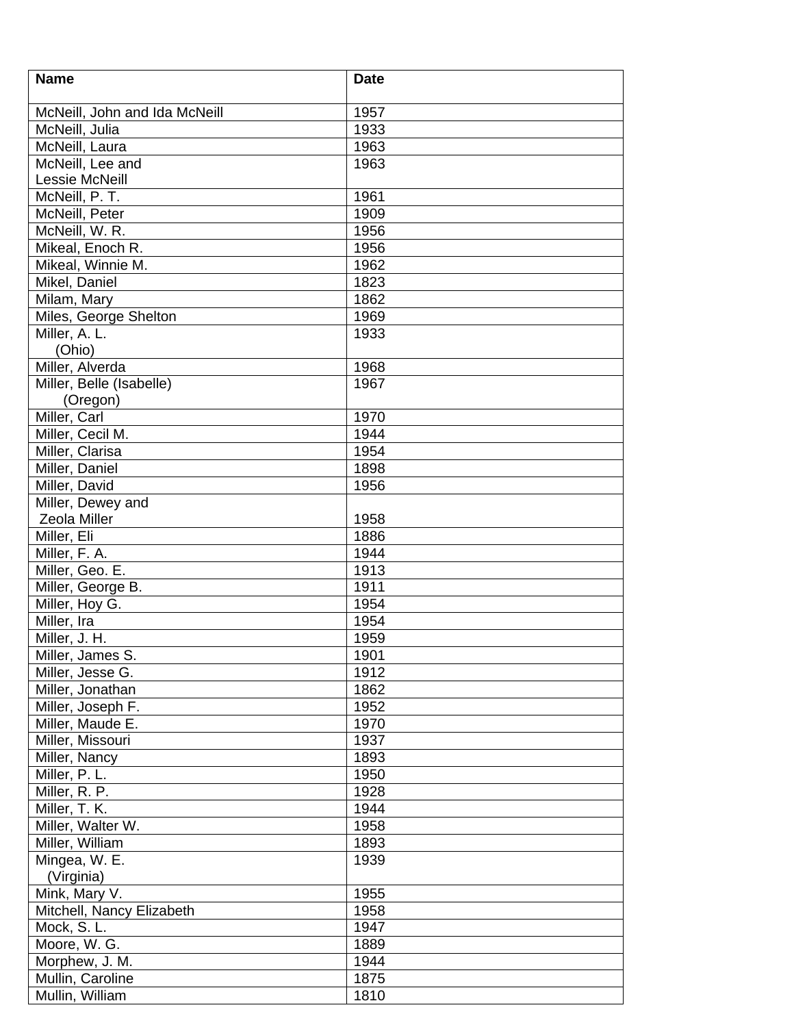| Name | Date |
| --- | --- |
| McNeill, John and Ida McNeill | 1957 |
| McNeill, Julia | 1933 |
| McNeill, Laura | 1963 |
| McNeill, Lee and Lessie McNeill | 1963 |
| McNeill, P. T. | 1961 |
| McNeill, Peter | 1909 |
| McNeill, W. R. | 1956 |
| Mikeal, Enoch R. | 1956 |
| Mikeal, Winnie M. | 1962 |
| Mikel, Daniel | 1823 |
| Milam, Mary | 1862 |
| Miles, George Shelton | 1969 |
| Miller, A. L. (Ohio) | 1933 |
| Miller, Alverda | 1968 |
| Miller, Belle (Isabelle) (Oregon) | 1967 |
| Miller, Carl | 1970 |
| Miller, Cecil M. | 1944 |
| Miller, Clarisa | 1954 |
| Miller, Daniel | 1898 |
| Miller, David | 1956 |
| Miller, Dewey and Zeola Miller | 1958 |
| Miller, Eli | 1886 |
| Miller, F. A. | 1944 |
| Miller, Geo. E. | 1913 |
| Miller, George B. | 1911 |
| Miller, Hoy G. | 1954 |
| Miller, Ira | 1954 |
| Miller, J. H. | 1959 |
| Miller, James S. | 1901 |
| Miller, Jesse G. | 1912 |
| Miller, Jonathan | 1862 |
| Miller, Joseph F. | 1952 |
| Miller, Maude E. | 1970 |
| Miller, Missouri | 1937 |
| Miller, Nancy | 1893 |
| Miller, P. L. | 1950 |
| Miller, R. P. | 1928 |
| Miller, T. K. | 1944 |
| Miller, Walter W. | 1958 |
| Miller, William | 1893 |
| Mingea, W. E. (Virginia) | 1939 |
| Mink, Mary V. | 1955 |
| Mitchell, Nancy Elizabeth | 1958 |
| Mock, S. L. | 1947 |
| Moore, W. G. | 1889 |
| Morphew, J. M. | 1944 |
| Mullin, Caroline | 1875 |
| Mullin, William | 1810 |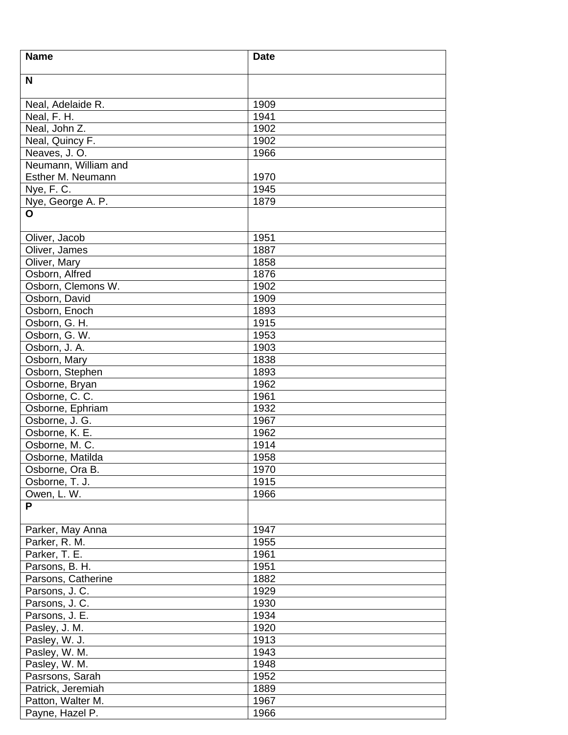| **Name** | **Date** |
|---|---|
| **N** | |
| Neal, Adelaide R. | 1909 |
| Neal, F. H. | 1941 |
| Neal, John Z. | 1902 |
| Neal, Quincy F. | 1902 |
| Neaves, J. O. | 1966 |
| Neumann, William and Esther M. Neumann | 1970 |
| Nye, F. C. | 1945 |
| Nye, George A. P. | 1879 |
| **O** | |
| Oliver, Jacob | 1951 |
| Oliver, James | 1887 |
| Oliver, Mary | 1858 |
| Osborn, Alfred | 1876 |
| Osborn, Clemons W. | 1902 |
| Osborn, David | 1909 |
| Osborn, Enoch | 1893 |
| Osborn, G. H. | 1915 |
| Osborn, G. W. | 1953 |
| Osborn, J. A. | 1903 |
| Osborn, Mary | 1838 |
| Osborn, Stephen | 1893 |
| Osborne, Bryan | 1962 |
| Osborne, C. C. | 1961 |
| Osborne, Ephriam | 1932 |
| Osborne, J. G. | 1967 |
| Osborne, K. E. | 1962 |
| Osborne, M. C. | 1914 |
| Osborne, Matilda | 1958 |
| Osborne, Ora B. | 1970 |
| Osborne, T. J. | 1915 |
| Owen, L. W. | 1966 |
| **P** | |
| Parker, May Anna | 1947 |
| Parker, R. M. | 1955 |
| Parker, T. E. | 1961 |
| Parsons, B. H. | 1951 |
| Parsons, Catherine | 1882 |
| Parsons, J. C. | 1929 |
| Parsons, J. C. | 1930 |
| Parsons, J. E. | 1934 |
| Pasley, J. M. | 1920 |
| Pasley, W. J. | 1913 |
| Pasley, W. M. | 1943 |
| Pasley, W. M. | 1948 |
| Pasrsons, Sarah | 1952 |
| Patrick, Jeremiah | 1889 |
| Patton, Walter M. | 1967 |
| Payne, Hazel P. | 1966 |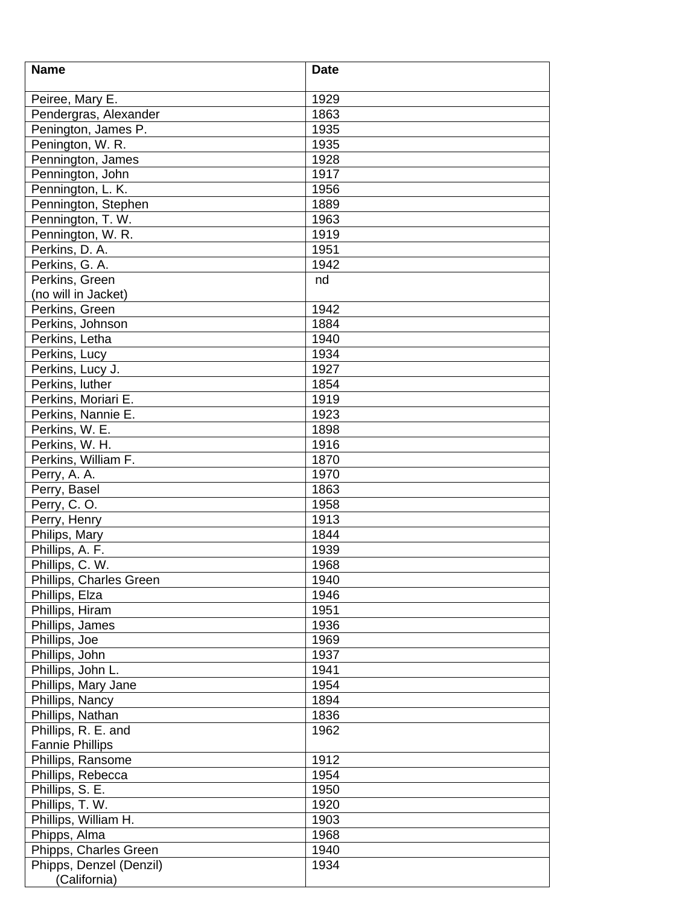| Name | Date |
| --- | --- |
| Peiree, Mary E. | 1929 |
| Pendergras, Alexander | 1863 |
| Penington, James P. | 1935 |
| Penington, W. R. | 1935 |
| Pennington, James | 1928 |
| Pennington, John | 1917 |
| Pennington, L. K. | 1956 |
| Pennington, Stephen | 1889 |
| Pennington, T. W. | 1963 |
| Pennington, W. R. | 1919 |
| Perkins, D. A. | 1951 |
| Perkins, G. A. | 1942 |
| Perkins, Green (no will in Jacket) | nd |
| Perkins, Green | 1942 |
| Perkins, Johnson | 1884 |
| Perkins, Letha | 1940 |
| Perkins, Lucy | 1934 |
| Perkins, Lucy J. | 1927 |
| Perkins, luther | 1854 |
| Perkins, Moriari E. | 1919 |
| Perkins, Nannie E. | 1923 |
| Perkins, W. E. | 1898 |
| Perkins, W. H. | 1916 |
| Perkins, William F. | 1870 |
| Perry, A. A. | 1970 |
| Perry, Basel | 1863 |
| Perry, C. O. | 1958 |
| Perry, Henry | 1913 |
| Philips, Mary | 1844 |
| Phillips, A. F. | 1939 |
| Phillips, C. W. | 1968 |
| Phillips, Charles Green | 1940 |
| Phillips, Elza | 1946 |
| Phillips, Hiram | 1951 |
| Phillips, James | 1936 |
| Phillips, Joe | 1969 |
| Phillips, John | 1937 |
| Phillips, John L. | 1941 |
| Phillips, Mary Jane | 1954 |
| Phillips, Nancy | 1894 |
| Phillips, Nathan | 1836 |
| Phillips, R. E. and Fannie Phillips | 1962 |
| Phillips, Ransome | 1912 |
| Phillips, Rebecca | 1954 |
| Phillips, S. E. | 1950 |
| Phillips, T. W. | 1920 |
| Phillips, William H. | 1903 |
| Phipps, Alma | 1968 |
| Phipps, Charles Green | 1940 |
| Phipps, Denzel (Denzil) (California) | 1934 |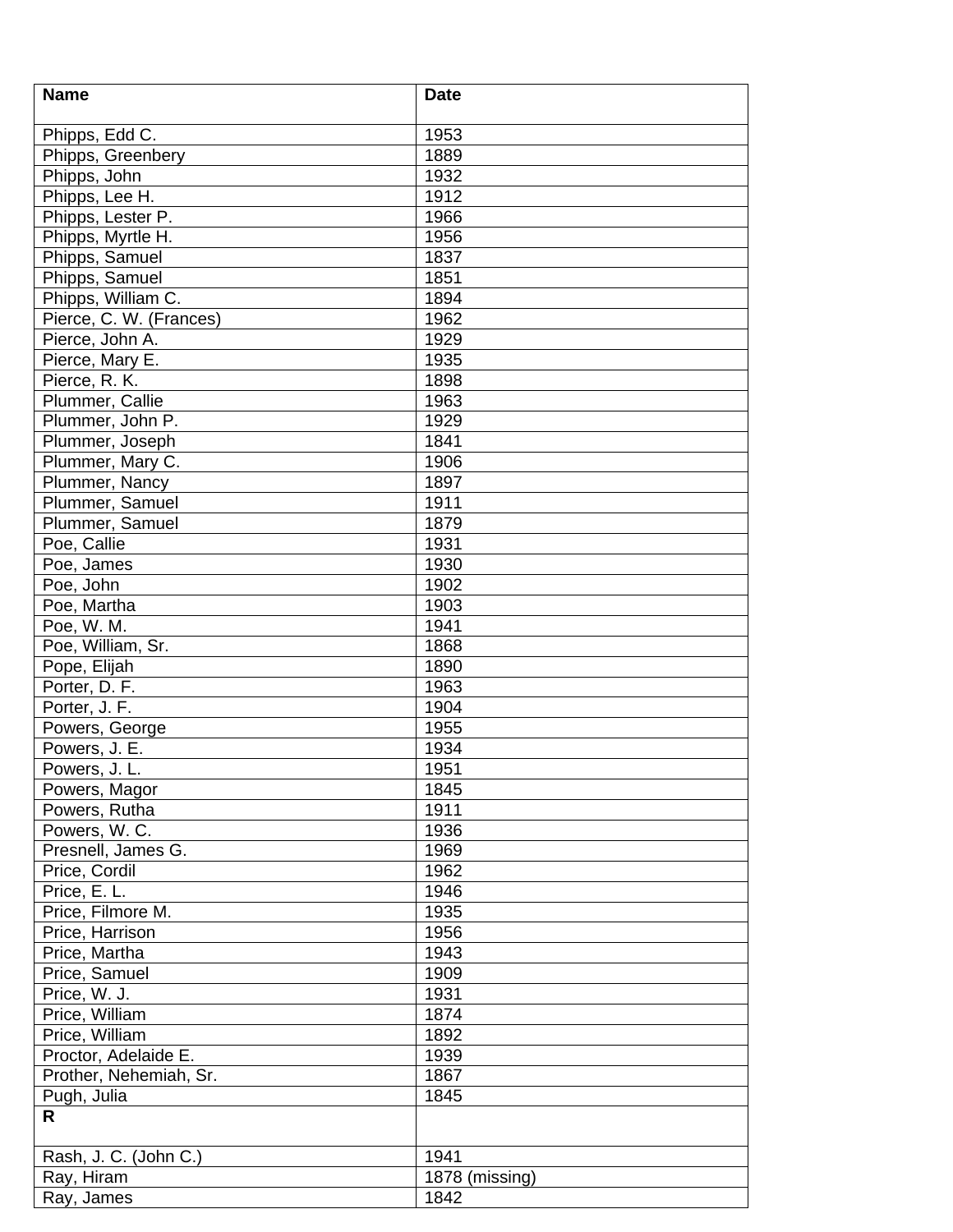| Name | Date |
| --- | --- |
| Phipps, Edd C. | 1953 |
| Phipps, Greenbery | 1889 |
| Phipps, John | 1932 |
| Phipps, Lee H. | 1912 |
| Phipps, Lester P. | 1966 |
| Phipps, Myrtle H. | 1956 |
| Phipps, Samuel | 1837 |
| Phipps, Samuel | 1851 |
| Phipps, William C. | 1894 |
| Pierce, C. W. (Frances) | 1962 |
| Pierce, John A. | 1929 |
| Pierce, Mary E. | 1935 |
| Pierce, R. K. | 1898 |
| Plummer, Callie | 1963 |
| Plummer, John P. | 1929 |
| Plummer, Joseph | 1841 |
| Plummer, Mary C. | 1906 |
| Plummer, Nancy | 1897 |
| Plummer, Samuel | 1911 |
| Plummer, Samuel | 1879 |
| Poe, Callie | 1931 |
| Poe, James | 1930 |
| Poe, John | 1902 |
| Poe, Martha | 1903 |
| Poe, W. M. | 1941 |
| Poe, William, Sr. | 1868 |
| Pope, Elijah | 1890 |
| Porter, D. F. | 1963 |
| Porter, J. F. | 1904 |
| Powers, George | 1955 |
| Powers, J. E. | 1934 |
| Powers, J. L. | 1951 |
| Powers, Magor | 1845 |
| Powers, Rutha | 1911 |
| Powers, W. C. | 1936 |
| Presnell, James G. | 1969 |
| Price, Cordil | 1962 |
| Price, E. L. | 1946 |
| Price, Filmore M. | 1935 |
| Price, Harrison | 1956 |
| Price, Martha | 1943 |
| Price, Samuel | 1909 |
| Price, W. J. | 1931 |
| Price, William | 1874 |
| Price, William | 1892 |
| Proctor, Adelaide E. | 1939 |
| Prother, Nehemiah, Sr. | 1867 |
| Pugh, Julia | 1845 |
| **R** | |
| Rash, J. C. (John C.) | 1941 |
| Ray, Hiram | 1878 (missing) |
| Ray, James | 1842 |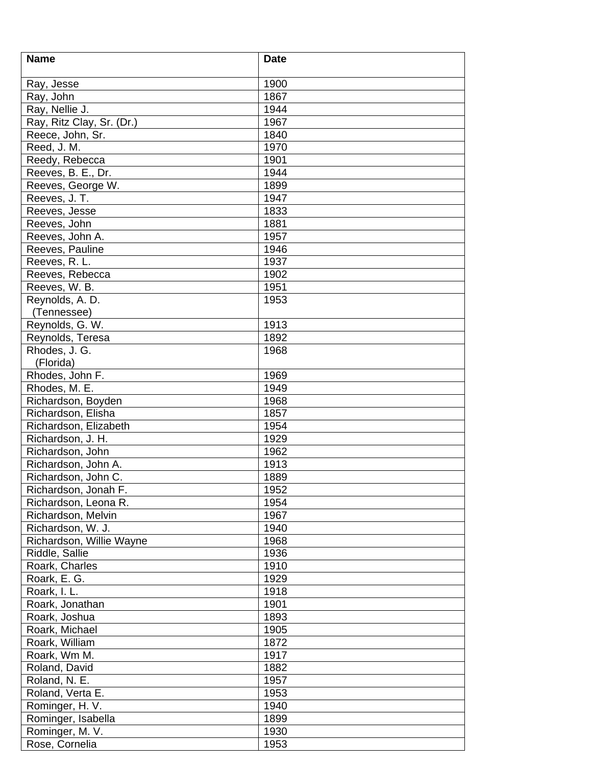| Name | Date |
|---|---|
| Ray, Jesse | 1900 |
| Ray, John | 1867 |
| Ray, Nellie J. | 1944 |
| Ray, Ritz Clay, Sr. (Dr.) | 1967 |
| Reece, John, Sr. | 1840 |
| Reed, J. M. | 1970 |
| Reedy, Rebecca | 1901 |
| Reeves, B. E., Dr. | 1944 |
| Reeves, George W. | 1899 |
| Reeves, J. T. | 1947 |
| Reeves, Jesse | 1833 |
| Reeves, John | 1881 |
| Reeves, John A. | 1957 |
| Reeves, Pauline | 1946 |
| Reeves, R. L. | 1937 |
| Reeves, Rebecca | 1902 |
| Reeves, W. B. | 1951 |
| Reynolds, A. D. (Tennessee) | 1953 |
| Reynolds, G. W. | 1913 |
| Reynolds, Teresa | 1892 |
| Rhodes, J. G. (Florida) | 1968 |
| Rhodes, John F. | 1969 |
| Rhodes, M. E. | 1949 |
| Richardson, Boyden | 1968 |
| Richardson, Elisha | 1857 |
| Richardson, Elizabeth | 1954 |
| Richardson, J. H. | 1929 |
| Richardson, John | 1962 |
| Richardson, John A. | 1913 |
| Richardson, John C. | 1889 |
| Richardson, Jonah F. | 1952 |
| Richardson, Leona R. | 1954 |
| Richardson, Melvin | 1967 |
| Richardson, W. J. | 1940 |
| Richardson, Willie Wayne | 1968 |
| Riddle, Sallie | 1936 |
| Roark, Charles | 1910 |
| Roark, E. G. | 1929 |
| Roark, I. L. | 1918 |
| Roark, Jonathan | 1901 |
| Roark, Joshua | 1893 |
| Roark, Michael | 1905 |
| Roark, William | 1872 |
| Roark, Wm M. | 1917 |
| Roland, David | 1882 |
| Roland, N. E. | 1957 |
| Roland, Verta E. | 1953 |
| Rominger, H. V. | 1940 |
| Rominger, Isabella | 1899 |
| Rominger, M. V. | 1930 |
| Rose, Cornelia | 1953 |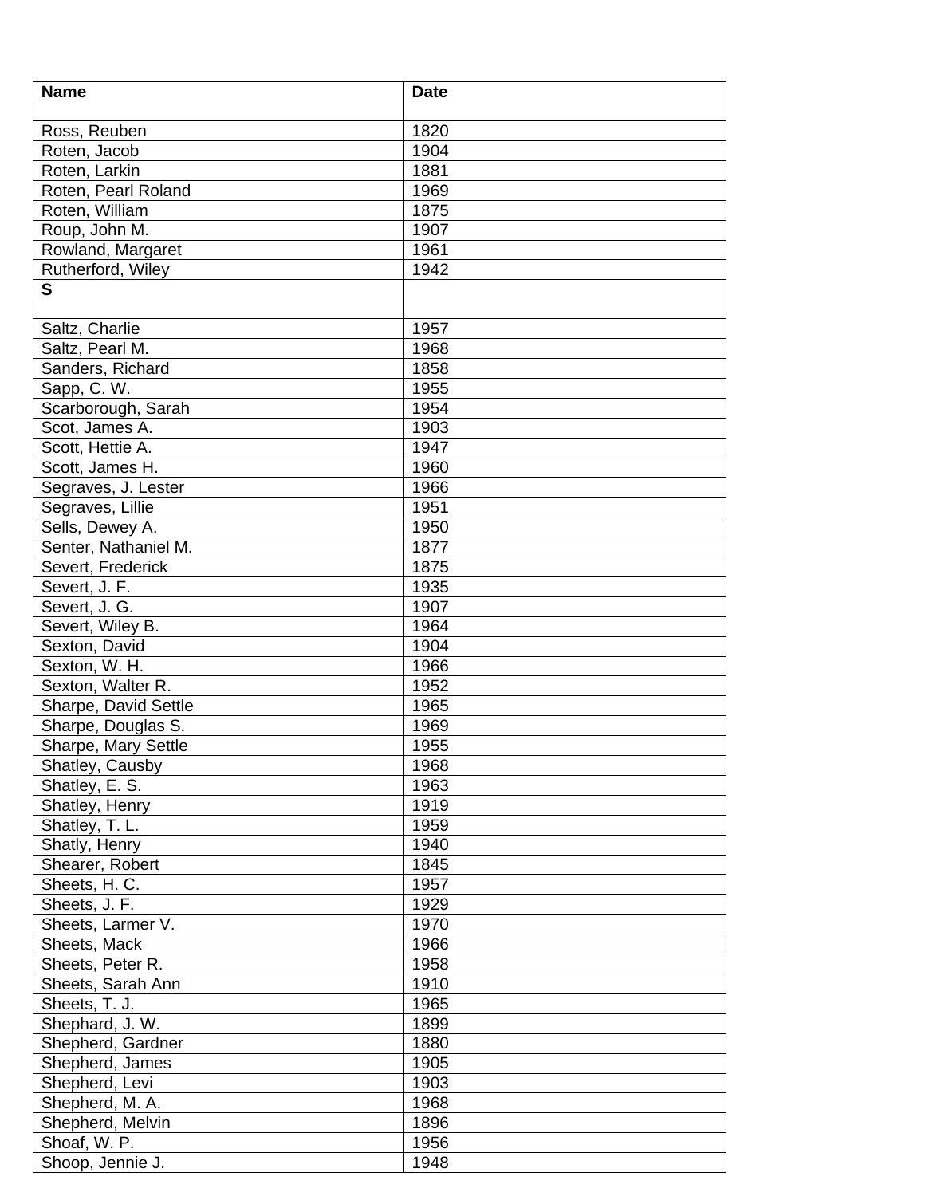| Name | Date |
|---|---|
| Ross, Reuben | 1820 |
| Roten, Jacob | 1904 |
| Roten, Larkin | 1881 |
| Roten, Pearl Roland | 1969 |
| Roten, William | 1875 |
| Roup, John M. | 1907 |
| Rowland, Margaret | 1961 |
| Rutherford, Wiley | 1942 |
| **S** | |
| Saltz, Charlie | 1957 |
| Saltz, Pearl M. | 1968 |
| Sanders, Richard | 1858 |
| Sapp, C. W. | 1955 |
| Scarborough, Sarah | 1954 |
| Scot, James A. | 1903 |
| Scott, Hettie A. | 1947 |
| Scott, James H. | 1960 |
| Segraves, J. Lester | 1966 |
| Segraves, Lillie | 1951 |
| Sells, Dewey A. | 1950 |
| Senter, Nathaniel M. | 1877 |
| Severt, Frederick | 1875 |
| Severt, J. F. | 1935 |
| Severt, J. G. | 1907 |
| Severt, Wiley B. | 1964 |
| Sexton, David | 1904 |
| Sexton, W. H. | 1966 |
| Sexton, Walter R. | 1952 |
| Sharpe, David Settle | 1965 |
| Sharpe, Douglas S. | 1969 |
| Sharpe, Mary Settle | 1955 |
| Shatley, Causby | 1968 |
| Shatley, E. S. | 1963 |
| Shatley, Henry | 1919 |
| Shatley, T. L. | 1959 |
| Shatly, Henry | 1940 |
| Shearer, Robert | 1845 |
| Sheets, H. C. | 1957 |
| Sheets, J. F. | 1929 |
| Sheets, Larmer V. | 1970 |
| Sheets, Mack | 1966 |
| Sheets, Peter R. | 1958 |
| Sheets, Sarah Ann | 1910 |
| Sheets, T. J. | 1965 |
| Shephard, J. W. | 1899 |
| Shepherd, Gardner | 1880 |
| Shepherd, James | 1905 |
| Shepherd, Levi | 1903 |
| Shepherd, M. A. | 1968 |
| Shepherd, Melvin | 1896 |
| Shoaf, W. P. | 1956 |
| Shoop, Jennie J. | 1948 |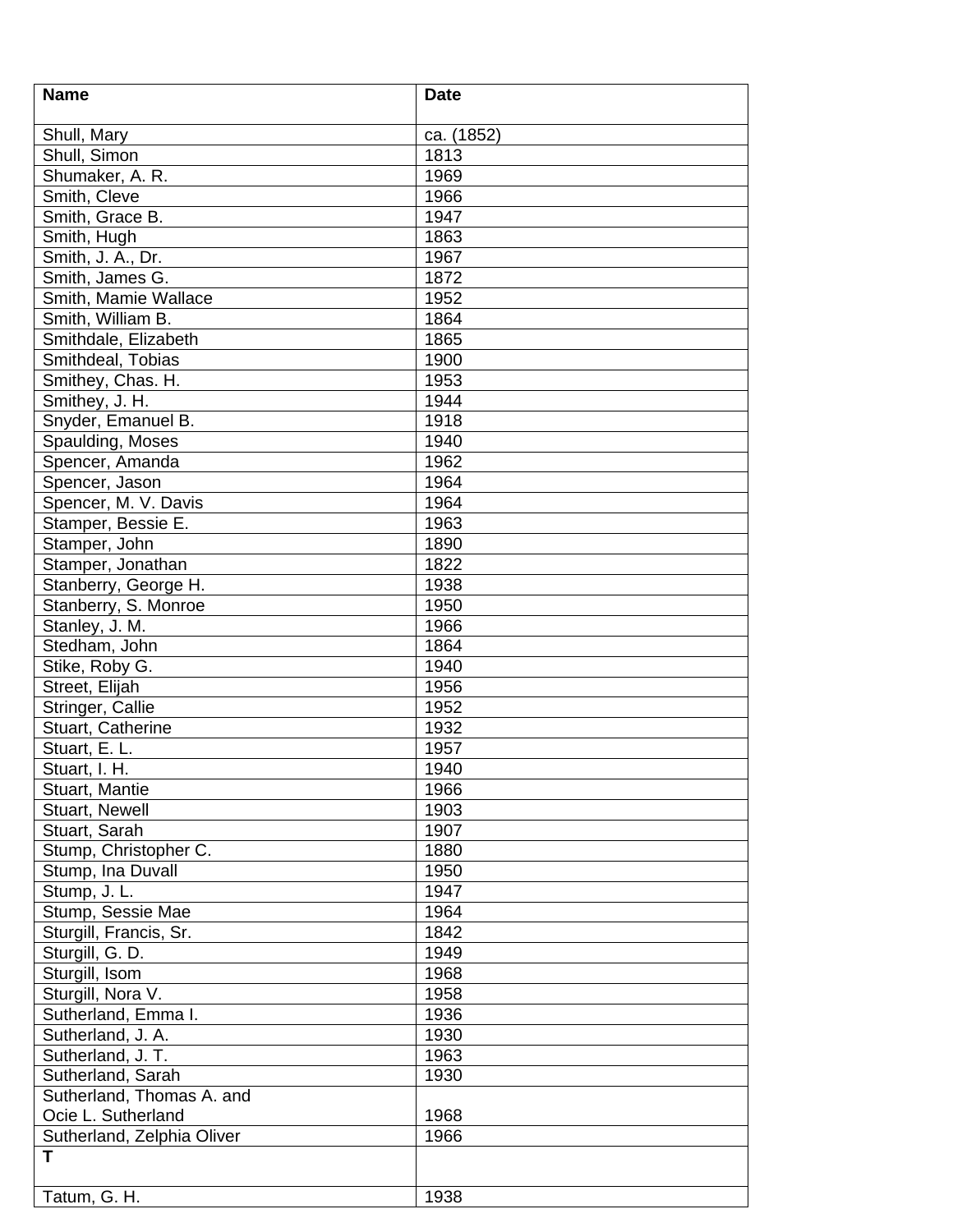| Name | Date |
|---|---|
| Shull, Mary | ca. (1852) |
| Shull, Simon | 1813 |
| Shumaker, A. R. | 1969 |
| Smith, Cleve | 1966 |
| Smith, Grace B. | 1947 |
| Smith, Hugh | 1863 |
| Smith, J. A., Dr. | 1967 |
| Smith, James G. | 1872 |
| Smith, Mamie Wallace | 1952 |
| Smith, William B. | 1864 |
| Smithdale, Elizabeth | 1865 |
| Smithdeal, Tobias | 1900 |
| Smithey, Chas. H. | 1953 |
| Smithey, J. H. | 1944 |
| Snyder, Emanuel B. | 1918 |
| Spaulding, Moses | 1940 |
| Spencer, Amanda | 1962 |
| Spencer, Jason | 1964 |
| Spencer, M. V. Davis | 1964 |
| Stamper, Bessie E. | 1963 |
| Stamper, John | 1890 |
| Stamper, Jonathan | 1822 |
| Stanberry, George H. | 1938 |
| Stanberry, S. Monroe | 1950 |
| Stanley, J. M. | 1966 |
| Stedham, John | 1864 |
| Stike, Roby G. | 1940 |
| Street, Elijah | 1956 |
| Stringer, Callie | 1952 |
| Stuart, Catherine | 1932 |
| Stuart, E. L. | 1957 |
| Stuart, I. H. | 1940 |
| Stuart, Mantie | 1966 |
| Stuart, Newell | 1903 |
| Stuart, Sarah | 1907 |
| Stump, Christopher C. | 1880 |
| Stump, Ina Duvall | 1950 |
| Stump, J. L. | 1947 |
| Stump, Sessie Mae | 1964 |
| Sturgill, Francis, Sr. | 1842 |
| Sturgill, G. D. | 1949 |
| Sturgill, Isom | 1968 |
| Sturgill, Nora V. | 1958 |
| Sutherland, Emma I. | 1936 |
| Sutherland, J. A. | 1930 |
| Sutherland, J. T. | 1963 |
| Sutherland, Sarah | 1930 |
| Sutherland, Thomas A. and Ocie L. Sutherland | 1968 |
| Sutherland, Zelphia Oliver | 1966 |
| **T** | |
| Tatum, G. H. | 1938 |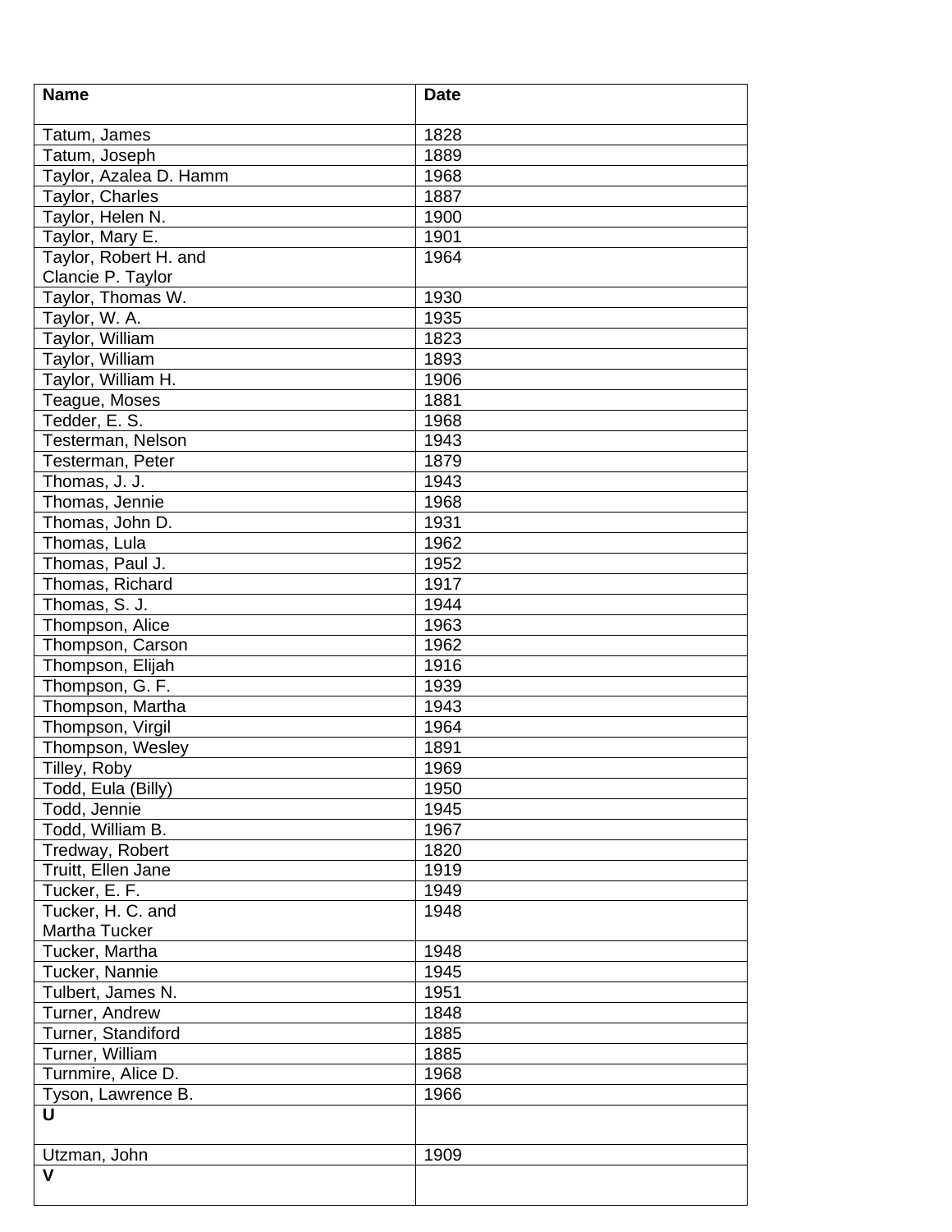| Name | Date |
| --- | --- |
| Tatum, James | 1828 |
| Tatum, Joseph | 1889 |
| Taylor, Azalea D. Hamm | 1968 |
| Taylor, Charles | 1887 |
| Taylor, Helen N. | 1900 |
| Taylor, Mary E. | 1901 |
| Taylor, Robert H. and Clancie P. Taylor | 1964 |
| Taylor, Thomas W. | 1930 |
| Taylor, W. A. | 1935 |
| Taylor, William | 1823 |
| Taylor, William | 1893 |
| Taylor, William H. | 1906 |
| Teague, Moses | 1881 |
| Tedder, E. S. | 1968 |
| Testerman, Nelson | 1943 |
| Testerman, Peter | 1879 |
| Thomas, J. J. | 1943 |
| Thomas, Jennie | 1968 |
| Thomas, John D. | 1931 |
| Thomas, Lula | 1962 |
| Thomas, Paul J. | 1952 |
| Thomas, Richard | 1917 |
| Thomas, S. J. | 1944 |
| Thompson, Alice | 1963 |
| Thompson, Carson | 1962 |
| Thompson, Elijah | 1916 |
| Thompson, G. F. | 1939 |
| Thompson, Martha | 1943 |
| Thompson, Virgil | 1964 |
| Thompson, Wesley | 1891 |
| Tilley, Roby | 1969 |
| Todd, Eula (Billy) | 1950 |
| Todd, Jennie | 1945 |
| Todd, William B. | 1967 |
| Tredway, Robert | 1820 |
| Truitt, Ellen Jane | 1919 |
| Tucker, E. F. | 1949 |
| Tucker, H. C. and Martha Tucker | 1948 |
| Tucker, Martha | 1948 |
| Tucker, Nannie | 1945 |
| Tulbert, James N. | 1951 |
| Turner, Andrew | 1848 |
| Turner, Standiford | 1885 |
| Turner, William | 1885 |
| Turnmire, Alice D. | 1968 |
| Tyson, Lawrence B. | 1966 |
| **U** | |
| Utzman, John | 1909 |
| **V** | |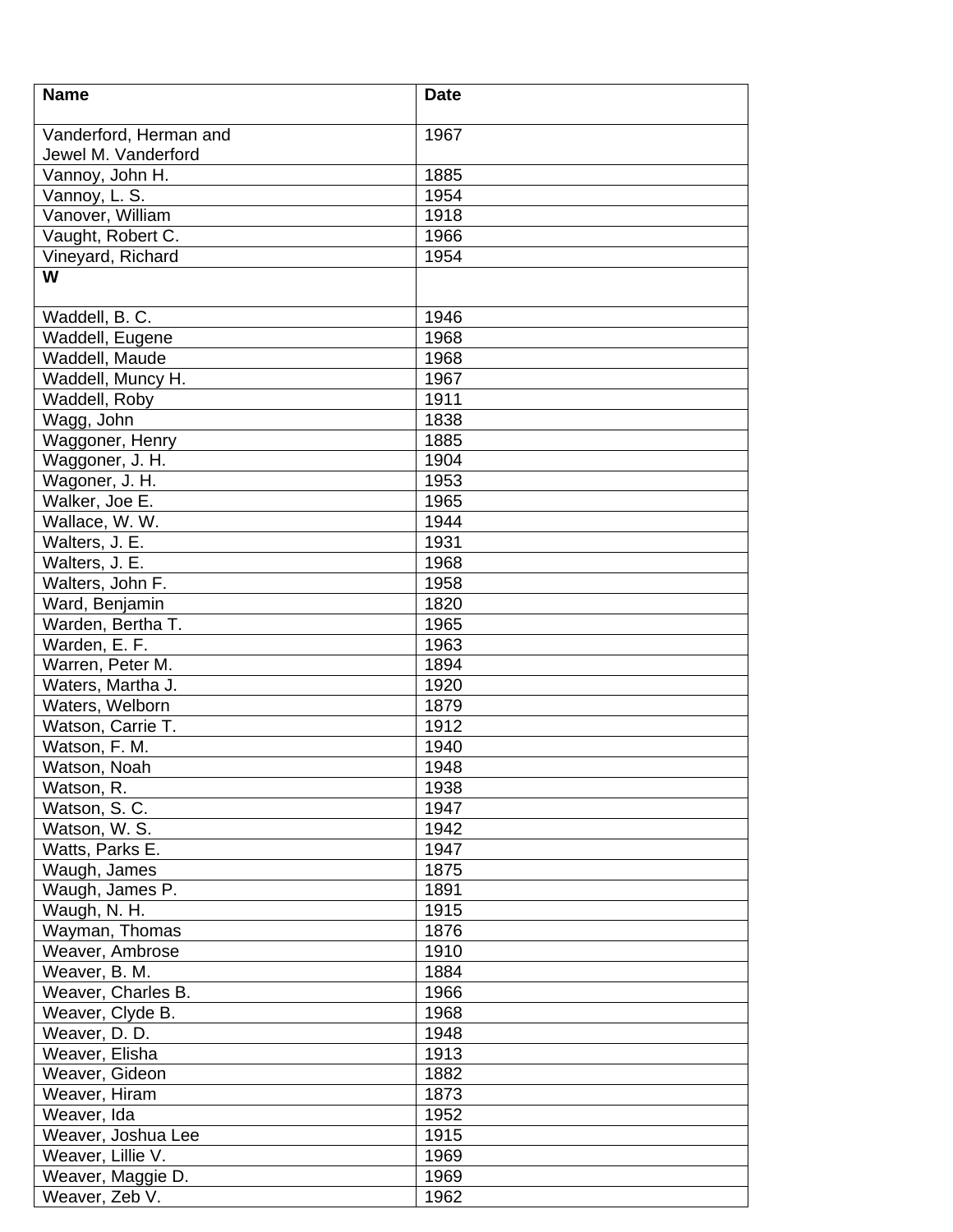| Name | Date |
| --- | --- |
| Vanderford, Herman and Jewel M. Vanderford | 1967 |
| Vannoy, John H. | 1885 |
| Vannoy, L. S. | 1954 |
| Vanover, William | 1918 |
| Vaught, Robert C. | 1966 |
| Vineyard, Richard | 1954 |
| **W** | |
| Waddell, B. C. | 1946 |
| Waddell, Eugene | 1968 |
| Waddell, Maude | 1968 |
| Waddell, Muncy H. | 1967 |
| Waddell, Roby | 1911 |
| Wagg, John | 1838 |
| Waggoner, Henry | 1885 |
| Waggoner, J. H. | 1904 |
| Wagoner, J. H. | 1953 |
| Walker, Joe E. | 1965 |
| Wallace, W. W. | 1944 |
| Walters, J. E. | 1931 |
| Walters, J. E. | 1968 |
| Walters, John F. | 1958 |
| Ward, Benjamin | 1820 |
| Warden, Bertha T. | 1965 |
| Warden, E. F. | 1963 |
| Warren, Peter M. | 1894 |
| Waters, Martha J. | 1920 |
| Waters, Welborn | 1879 |
| Watson, Carrie T. | 1912 |
| Watson, F. M. | 1940 |
| Watson, Noah | 1948 |
| Watson, R. | 1938 |
| Watson, S. C. | 1947 |
| Watson, W. S. | 1942 |
| Watts, Parks E. | 1947 |
| Waugh, James | 1875 |
| Waugh, James P. | 1891 |
| Waugh, N. H. | 1915 |
| Wayman, Thomas | 1876 |
| Weaver, Ambrose | 1910 |
| Weaver, B. M. | 1884 |
| Weaver, Charles B. | 1966 |
| Weaver, Clyde B. | 1968 |
| Weaver, D. D. | 1948 |
| Weaver, Elisha | 1913 |
| Weaver, Gideon | 1882 |
| Weaver, Hiram | 1873 |
| Weaver, Ida | 1952 |
| Weaver, Joshua Lee | 1915 |
| Weaver, Lillie V. | 1969 |
| Weaver, Maggie D. | 1969 |
| Weaver, Zeb V. | 1962 |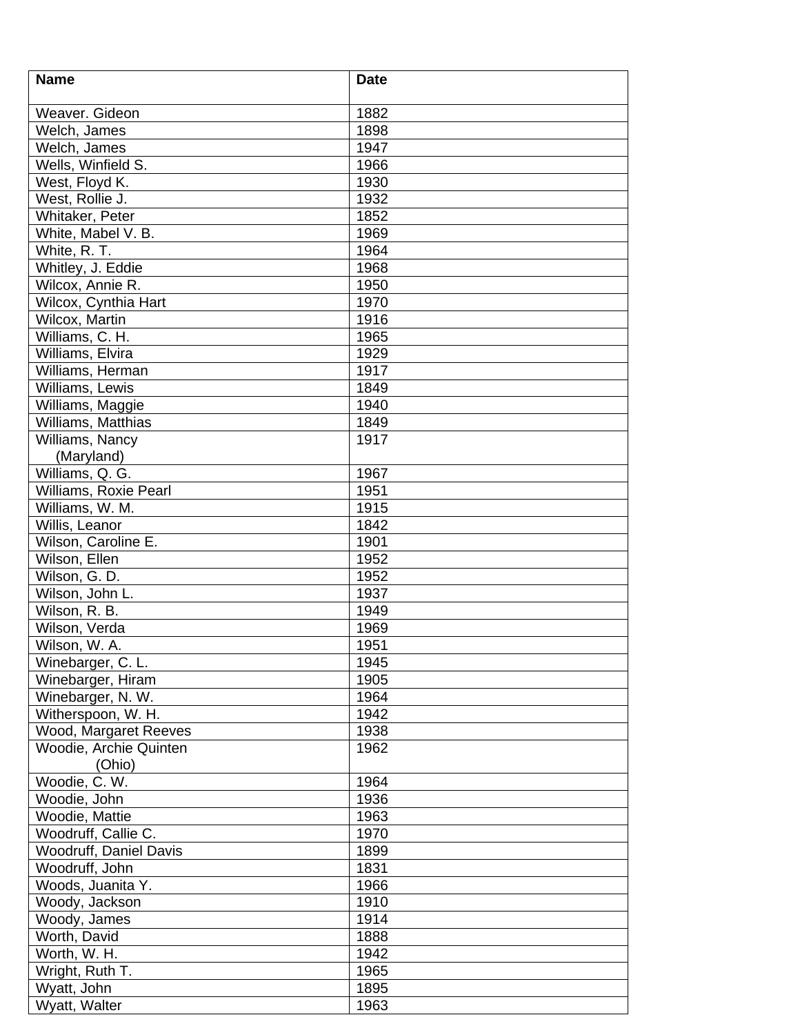| Name | Date |
| --- | --- |
| Weaver. Gideon | 1882 |
| Welch, James | 1898 |
| Welch, James | 1947 |
| Wells, Winfield S. | 1966 |
| West, Floyd K. | 1930 |
| West, Rollie J. | 1932 |
| Whitaker, Peter | 1852 |
| White, Mabel V. B. | 1969 |
| White, R. T. | 1964 |
| Whitley, J. Eddie | 1968 |
| Wilcox, Annie R. | 1950 |
| Wilcox, Cynthia Hart | 1970 |
| Wilcox, Martin | 1916 |
| Williams, C. H. | 1965 |
| Williams, Elvira | 1929 |
| Williams, Herman | 1917 |
| Williams, Lewis | 1849 |
| Williams, Maggie | 1940 |
| Williams, Matthias | 1849 |
| Williams, Nancy (Maryland) | 1917 |
| Williams, Q. G. | 1967 |
| Williams, Roxie Pearl | 1951 |
| Williams, W. M. | 1915 |
| Willis, Leanor | 1842 |
| Wilson, Caroline E. | 1901 |
| Wilson, Ellen | 1952 |
| Wilson, G. D. | 1952 |
| Wilson, John L. | 1937 |
| Wilson, R. B. | 1949 |
| Wilson, Verda | 1969 |
| Wilson, W. A. | 1951 |
| Winebarger, C. L. | 1945 |
| Winebarger, Hiram | 1905 |
| Winebarger, N. W. | 1964 |
| Witherspoon, W. H. | 1942 |
| Wood, Margaret Reeves | 1938 |
| Woodie, Archie Quinten (Ohio) | 1962 |
| Woodie, C. W. | 1964 |
| Woodie, John | 1936 |
| Woodie, Mattie | 1963 |
| Woodruff, Callie C. | 1970 |
| Woodruff, Daniel Davis | 1899 |
| Woodruff, John | 1831 |
| Woods, Juanita Y. | 1966 |
| Woody, Jackson | 1910 |
| Woody, James | 1914 |
| Worth, David | 1888 |
| Worth, W. H. | 1942 |
| Wright, Ruth T. | 1965 |
| Wyatt, John | 1895 |
| Wyatt, Walter | 1963 |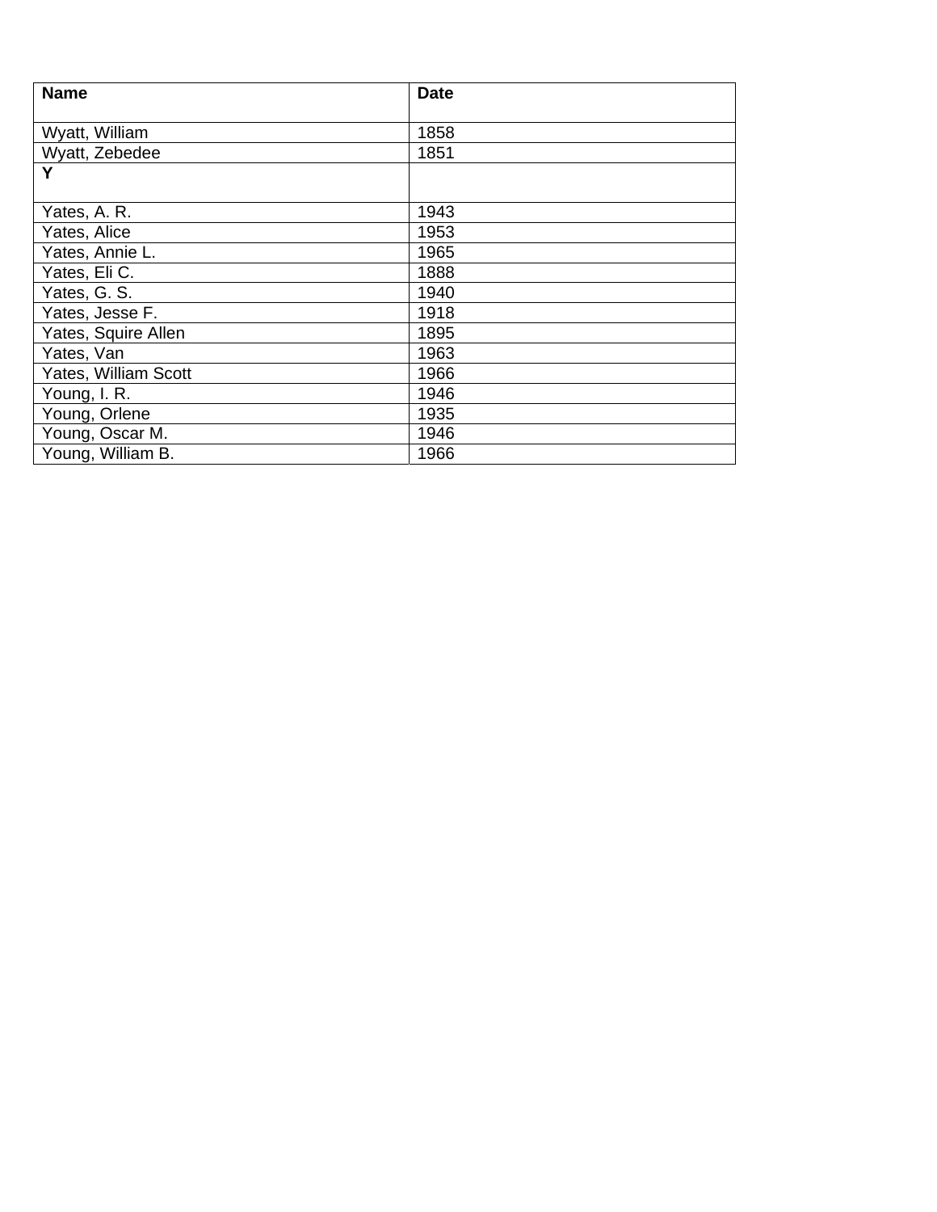| **Name** | **Date** |
|---|---|
| Wyatt, William | 1858 |
| Wyatt, Zebedee | 1851 |
| **Y** | |
| Yates, A. R. | 1943 |
| Yates, Alice | 1953 |
| Yates, Annie L. | 1965 |
| Yates, Eli C. | 1888 |
| Yates, G. S. | 1940 |
| Yates, Jesse F. | 1918 |
| Yates, Squire Allen | 1895 |
| Yates, Van | 1963 |
| Yates, William Scott | 1966 |
| Young, I. R. | 1946 |
| Young, Orlene | 1935 |
| Young, Oscar M. | 1946 |
| Young, William B. | 1966 |